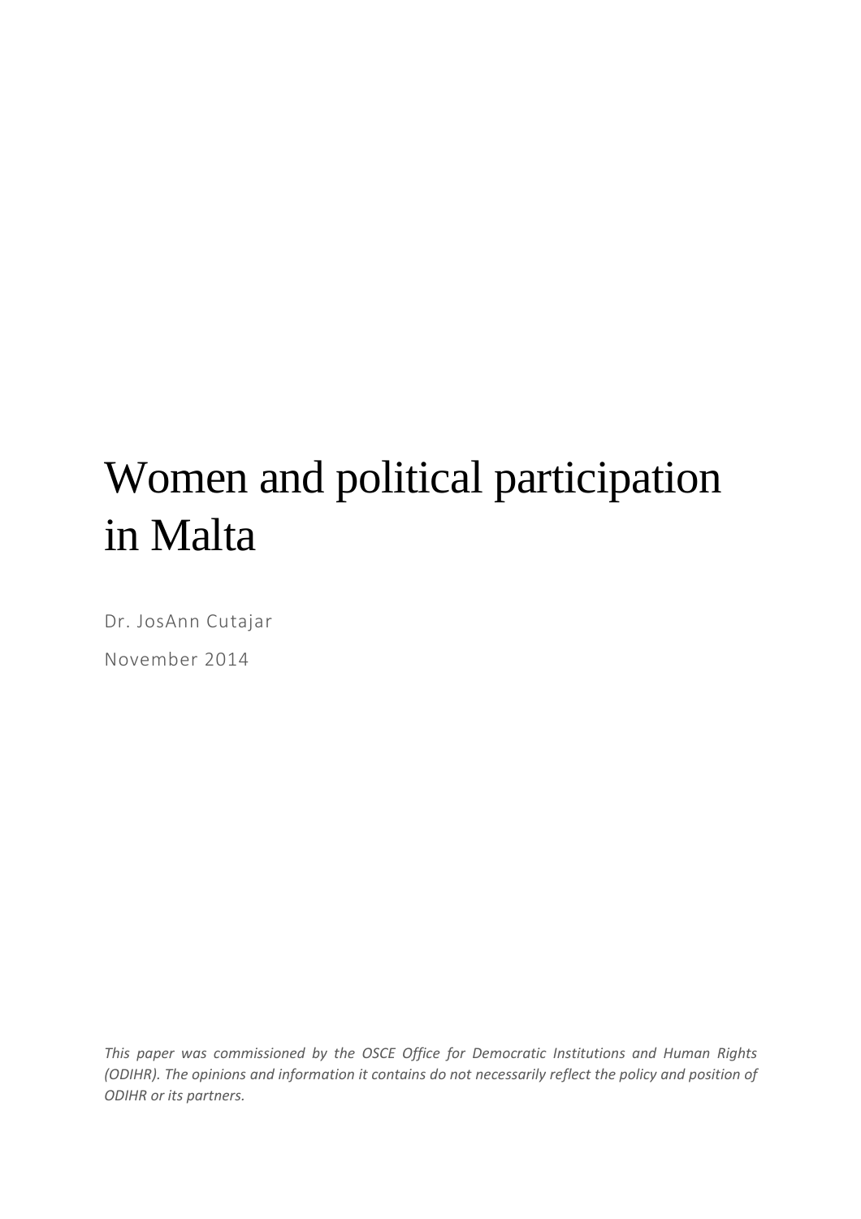# Women and political participation in Malta

Dr. JosAnn Cutajar

November 2014

*This paper was commissioned by the OSCE Office for Democratic Institutions and Human Rights (ODIHR). The opinions and information it contains do not necessarily reflect the policy and position of ODIHR or its partners.*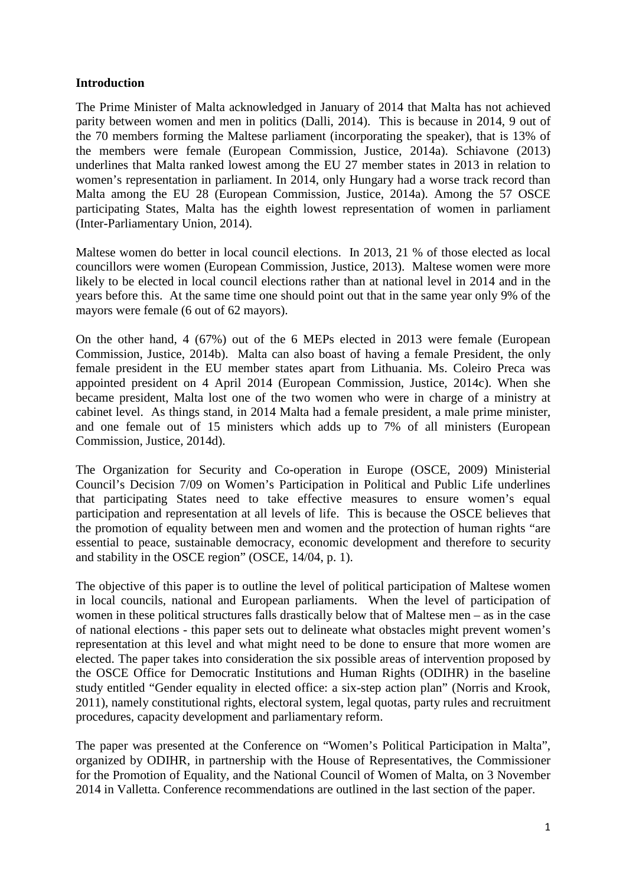**Introduction**

The Prime Minister of Malta acknowledged in January of 2014 that Malta has not achieved parity between women and men in politics (Dalli, 2014). This is because in 2014, 9 out of the 70 members forming the Maltese parliament (incorporating the speaker), that is 13% of the members were female (European Commission, Justice, 2014a). Schiavone (2013) underlines that Malta ranked lowest among the EU 27 member states in 2013 in relation to women's representation in parliament. In 2014, only Hungary had a worse track record than Malta among the EU 28 (European Commission, Justice, 2014a). Among the 57 OSCE participating States, Malta has the eighth lowest representation of women in parliament (Inter-Parliamentary Union, 2014).

Maltese women do better in local council elections. In 2013, 21 % of those elected as local councillors were women (European Commission, Justice, 2013). Maltese women were more likely to be elected in local council elections rather than at national level in 2014 and in the years before this. At the same time one should point out that in the same year only 9% of the mayors were female (6 out of 62 mayors).

On the other hand, 4 (67%) out of the 6 MEPs elected in 2013 were female (European Commission, Justice, 2014b). Malta can also boast of having a female President, the only female president in the EU member states apart from Lithuania. Ms. Coleiro Preca was appointed president on 4 April 2014 (European Commission, Justice, 2014c). When she became president, Malta lost one of the two women who were in charge of a ministry at cabinet level. As things stand, in 2014 Malta had a female president, a male prime minister, and one female out of 15 ministers which adds up to 7% of all ministers (European Commission, Justice, 2014d).

The Organization for Security and Co-operation in Europe (OSCE, 2009) Ministerial Council's Decision 7/09 on Women's Participation in Political and Public Life underlines that participating States need to take effective measures to ensure women's equal participation and representation at all levels of life. This is because the OSCE believes that the promotion of equality between men and women and the protection of human rights "are essential to peace, sustainable democracy, economic development and therefore to security and stability in the OSCE region" (OSCE, 14/04, p. 1).

The objective of this paper is to outline the level of political participation of Maltese women in local councils, national and European parliaments. When the level of participation of women in these political structures falls drastically below that of Maltese men – as in the case of national elections - this paper sets out to delineate what obstacles might prevent women's representation at this level and what might need to be done to ensure that more women are elected. The paper takes into consideration the six possible areas of intervention proposed by the OSCE Office for Democratic Institutions and Human Rights (ODIHR) in the baseline study entitled "Gender equality in elected office: a six-step action plan" (Norris and Krook, 2011), namely constitutional rights, electoral system, legal quotas, party rules and recruitment procedures, capacity development and parliamentary reform.

The paper was presented at the Conference on "Women's Political Participation in Malta", organized by ODIHR, in partnership with the House of Representatives, the Commissioner for the Promotion of Equality, and the National Council of Women of Malta, on 3 November 2014 in Valletta. Conference recommendations are outlined in the last section of the paper.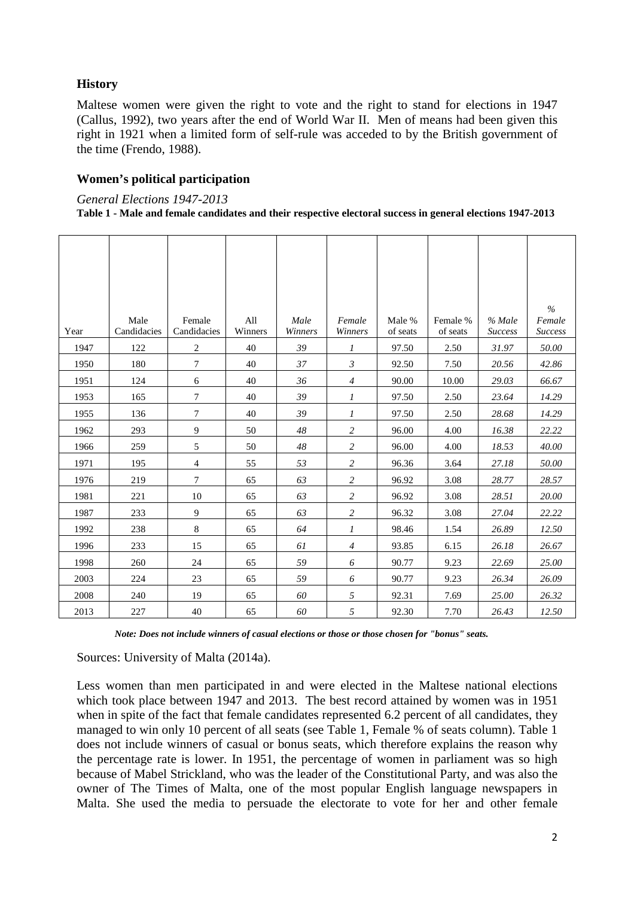## History

Maltese women were given the right to vote and the right to stand for elections in 1947 (Callus, 1992), two years after the end of World War II. Men of means had been given this right in 1921 when a limited form of self-rule was acceded to by the British government of the time (Frendo, 1988).

## Women's political participation

*General Elections 1947-2013*

**Table 1 - Male and female candidates and their respective electoral success in general elections 1947-2013**

| Year | Male Candidacies | Female Candidacies | All Winners | *Male Winners* | *Female Winners* | Male % of seats | Female % of seats | *% Male Success* | *% Female Success* |
|---|---|---|---|---|---|---|---|---|---|
| 1947 | 122 | 2 | 40 | *39* | *1* | 97.50 | 2.50 | *31.97* | *50.00* |
| 1950 | 180 | 7 | 40 | *37* | *3* | 92.50 | 7.50 | *20.56* | *42.86* |
| 1951 | 124 | 6 | 40 | *36* | *4* | 90.00 | 10.00 | *29.03* | *66.67* |
| 1953 | 165 | 7 | 40 | *39* | *1* | 97.50 | 2.50 | *23.64* | *14.29* |
| 1955 | 136 | 7 | 40 | *39* | *1* | 97.50 | 2.50 | *28.68* | *14.29* |
| 1962 | 293 | 9 | 50 | *48* | *2* | 96.00 | 4.00 | *16.38* | *22.22* |
| 1966 | 259 | 5 | 50 | *48* | *2* | 96.00 | 4.00 | *18.53* | *40.00* |
| 1971 | 195 | 4 | 55 | *53* | *2* | 96.36 | 3.64 | *27.18* | *50.00* |
| 1976 | 219 | 7 | 65 | *63* | *2* | 96.92 | 3.08 | *28.77* | *28.57* |
| 1981 | 221 | 10 | 65 | *63* | *2* | 96.92 | 3.08 | *28.51* | *20.00* |
| 1987 | 233 | 9 | 65 | *63* | *2* | 96.32 | 3.08 | *27.04* | *22.22* |
| 1992 | 238 | 8 | 65 | *64* | *1* | 98.46 | 1.54 | *26.89* | *12.50* |
| 1996 | 233 | 15 | 65 | *61* | *4* | 93.85 | 6.15 | *26.18* | *26.67* |
| 1998 | 260 | 24 | 65 | *59* | *6* | 90.77 | 9.23 | *22.69* | *25.00* |
| 2003 | 224 | 23 | 65 | *59* | *6* | 90.77 | 9.23 | *26.34* | *26.09* |
| 2008 | 240 | 19 | 65 | *60* | *5* | 92.31 | 7.69 | *25.00* | *26.32* |
| 2013 | 227 | 40 | 65 | *60* | *5* | 92.30 | 7.70 | *26.43* | *12.50* |

***Note: Does not include winners of casual elections or those or those chosen for "bonus" seats.***

Sources: University of Malta (2014a).

Less women than men participated in and were elected in the Maltese national elections which took place between 1947 and 2013. The best record attained by women was in 1951 when in spite of the fact that female candidates represented 6.2 percent of all candidates, they managed to win only 10 percent of all seats (see Table 1, Female % of seats column). Table 1 does not include winners of casual or bonus seats, which therefore explains the reason why the percentage rate is lower. In 1951, the percentage of women in parliament was so high because of Mabel Strickland, who was the leader of the Constitutional Party, and was also the owner of The Times of Malta, one of the most popular English language newspapers in Malta. She used the media to persuade the electorate to vote for her and other female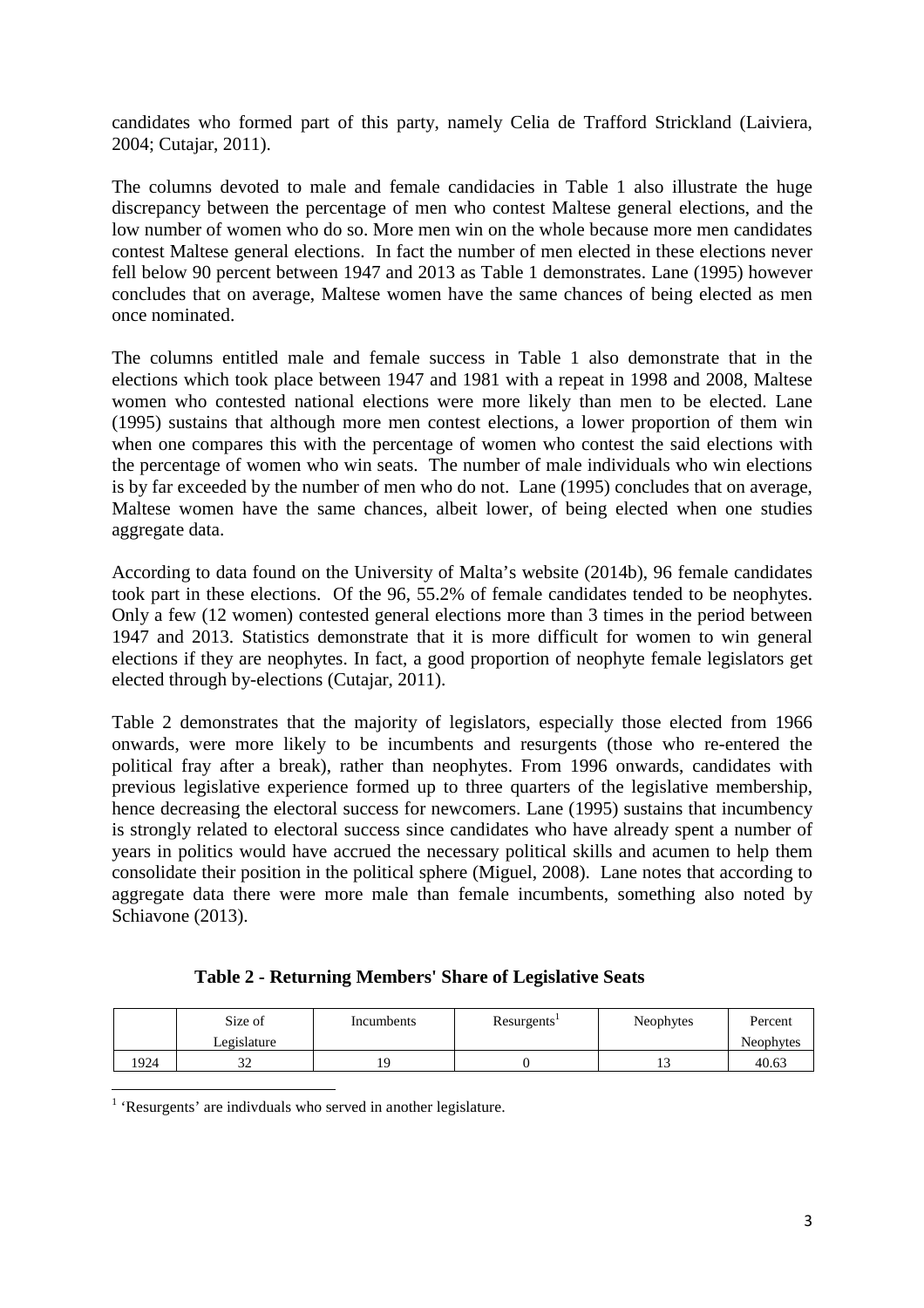candidates who formed part of this party, namely Celia de Trafford Strickland (Laiviera, 2004; Cutajar, 2011).

The columns devoted to male and female candidacies in Table 1 also illustrate the huge discrepancy between the percentage of men who contest Maltese general elections, and the low number of women who do so. More men win on the whole because more men candidates contest Maltese general elections. In fact the number of men elected in these elections never fell below 90 percent between 1947 and 2013 as Table 1 demonstrates. Lane (1995) however concludes that on average, Maltese women have the same chances of being elected as men once nominated.

The columns entitled male and female success in Table 1 also demonstrate that in the elections which took place between 1947 and 1981 with a repeat in 1998 and 2008, Maltese women who contested national elections were more likely than men to be elected. Lane (1995) sustains that although more men contest elections, a lower proportion of them win when one compares this with the percentage of women who contest the said elections with the percentage of women who win seats. The number of male individuals who win elections is by far exceeded by the number of men who do not. Lane (1995) concludes that on average, Maltese women have the same chances, albeit lower, of being elected when one studies aggregate data.

According to data found on the University of Malta's website (2014b), 96 female candidates took part in these elections. Of the 96, 55.2% of female candidates tended to be neophytes. Only a few (12 women) contested general elections more than 3 times in the period between 1947 and 2013. Statistics demonstrate that it is more difficult for women to win general elections if they are neophytes. In fact, a good proportion of neophyte female legislators get elected through by-elections (Cutajar, 2011).

Table 2 demonstrates that the majority of legislators, especially those elected from 1966 onwards, were more likely to be incumbents and resurgents (those who re-entered the political fray after a break), rather than neophytes. From 1996 onwards, candidates with previous legislative experience formed up to three quarters of the legislative membership, hence decreasing the electoral success for newcomers. Lane (1995) sustains that incumbency is strongly related to electoral success since candidates who have already spent a number of years in politics would have accrued the necessary political skills and acumen to help them consolidate their position in the political sphere (Miguel, 2008). Lane notes that according to aggregate data there were more male than female incumbents, something also noted by Schiavone (2013).

**Table 2 - Returning Members' Share of Legislative Seats**

| | Size of Legislature | Incumbents | Resurgents[1] | Neophytes | Percent Neophytes |
|---|---|---|---|---|---|
| 1924 | 32 | 19 | 0 | 13 | 40.63 |

[1] 'Resurgents' are indivduals who served in another legislature.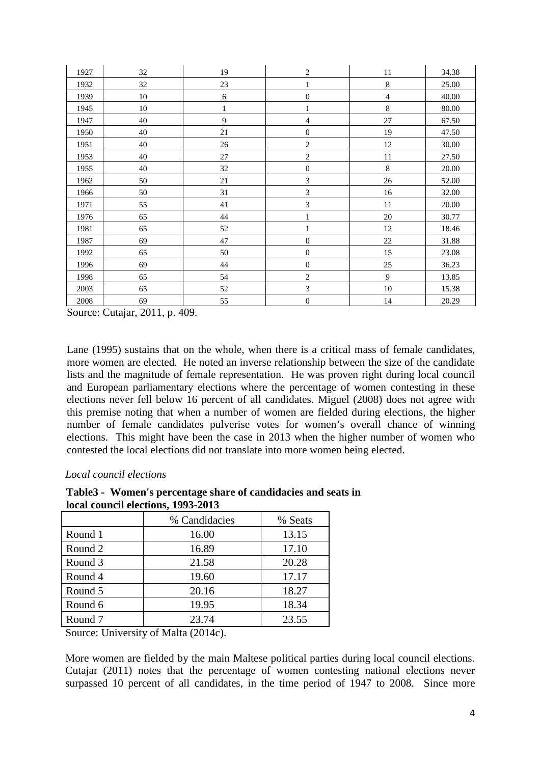| 1927 | 32 | 19 | 2 | 11 | 34.38 |
|---|---|---|---|---|---|
| 1932 | 32 | 23 | 1 | 8 | 25.00 |
| 1939 | 10 | 6 | 0 | 4 | 40.00 |
| 1945 | 10 | 1 | 1 | 8 | 80.00 |
| 1947 | 40 | 9 | 4 | 27 | 67.50 |
| 1950 | 40 | 21 | 0 | 19 | 47.50 |
| 1951 | 40 | 26 | 2 | 12 | 30.00 |
| 1953 | 40 | 27 | 2 | 11 | 27.50 |
| 1955 | 40 | 32 | 0 | 8 | 20.00 |
| 1962 | 50 | 21 | 3 | 26 | 52.00 |
| 1966 | 50 | 31 | 3 | 16 | 32.00 |
| 1971 | 55 | 41 | 3 | 11 | 20.00 |
| 1976 | 65 | 44 | 1 | 20 | 30.77 |
| 1981 | 65 | 52 | 1 | 12 | 18.46 |
| 1987 | 69 | 47 | 0 | 22 | 31.88 |
| 1992 | 65 | 50 | 0 | 15 | 23.08 |
| 1996 | 69 | 44 | 0 | 25 | 36.23 |
| 1998 | 65 | 54 | 2 | 9 | 13.85 |
| 2003 | 65 | 52 | 3 | 10 | 15.38 |
| 2008 | 69 | 55 | 0 | 14 | 20.29 |

Source: Cutajar, 2011, p. 409.

Lane (1995) sustains that on the whole, when there is a critical mass of female candidates, more women are elected. He noted an inverse relationship between the size of the candidate lists and the magnitude of female representation. He was proven right during local council and European parliamentary elections where the percentage of women contesting in these elections never fell below 16 percent of all candidates. Miguel (2008) does not agree with this premise noting that when a number of women are fielded during elections, the higher number of female candidates pulverise votes for women's overall chance of winning elections. This might have been the case in 2013 when the higher number of women who contested the local elections did not translate into more women being elected.

*Local council elections*

**Table3 - Women's percentage share of candidacies and seats in local council elections, 1993-2013**

| | % Candidacies | % Seats |
|---|---|---|
| Round 1 | 16.00 | 13.15 |
| Round 2 | 16.89 | 17.10 |
| Round 3 | 21.58 | 20.28 |
| Round 4 | 19.60 | 17.17 |
| Round 5 | 20.16 | 18.27 |
| Round 6 | 19.95 | 18.34 |
| Round 7 | 23.74 | 23.55 |

Source: University of Malta (2014c).

More women are fielded by the main Maltese political parties during local council elections. Cutajar (2011) notes that the percentage of women contesting national elections never surpassed 10 percent of all candidates, in the time period of 1947 to 2008. Since more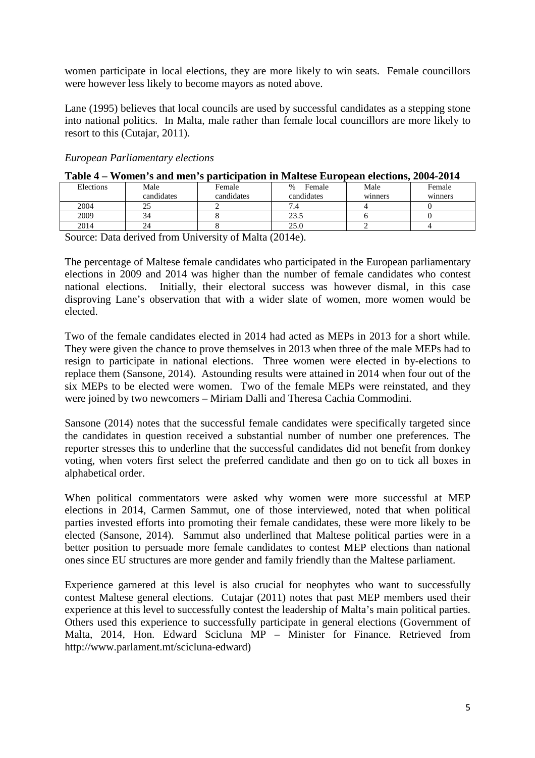women participate in local elections, they are more likely to win seats. Female councillors were however less likely to become mayors as noted above.

Lane (1995) believes that local councils are used by successful candidates as a stepping stone into national politics. In Malta, male rather than female local councillors are more likely to resort to this (Cutajar, 2011).

*European Parliamentary elections*

**Table 4 – Women's and men's participation in Maltese European elections, 2004-2014**

| Elections | Male candidates | Female candidates | % Female candidates | Male winners | Female winners |
|---|---|---|---|---|---|
| 2004 | 25 | 2 | 7.4 | 4 | 0 |
| 2009 | 34 | 8 | 23.5 | 6 | 0 |
| 2014 | 24 | 8 | 25.0 | 2 | 4 |

Source: Data derived from University of Malta (2014e).

The percentage of Maltese female candidates who participated in the European parliamentary elections in 2009 and 2014 was higher than the number of female candidates who contest national elections. Initially, their electoral success was however dismal, in this case disproving Lane's observation that with a wider slate of women, more women would be elected.

Two of the female candidates elected in 2014 had acted as MEPs in 2013 for a short while. They were given the chance to prove themselves in 2013 when three of the male MEPs had to resign to participate in national elections. Three women were elected in by-elections to replace them (Sansone, 2014). Astounding results were attained in 2014 when four out of the six MEPs to be elected were women. Two of the female MEPs were reinstated, and they were joined by two newcomers – Miriam Dalli and Theresa Cachia Commodini.

Sansone (2014) notes that the successful female candidates were specifically targeted since the candidates in question received a substantial number of number one preferences. The reporter stresses this to underline that the successful candidates did not benefit from donkey voting, when voters first select the preferred candidate and then go on to tick all boxes in alphabetical order.

When political commentators were asked why women were more successful at MEP elections in 2014, Carmen Sammut, one of those interviewed, noted that when political parties invested efforts into promoting their female candidates, these were more likely to be elected (Sansone, 2014). Sammut also underlined that Maltese political parties were in a better position to persuade more female candidates to contest MEP elections than national ones since EU structures are more gender and family friendly than the Maltese parliament.

Experience garnered at this level is also crucial for neophytes who want to successfully contest Maltese general elections. Cutajar (2011) notes that past MEP members used their experience at this level to successfully contest the leadership of Malta's main political parties. Others used this experience to successfully participate in general elections (Government of Malta, 2014, Hon. Edward Scicluna MP – Minister for Finance. Retrieved from http://www.parlament.mt/scicluna-edward)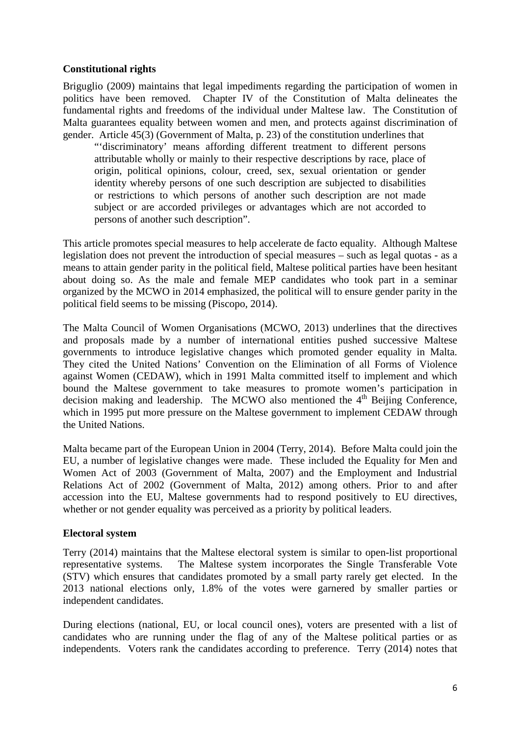### Constitutional rights

Briguglio (2009) maintains that legal impediments regarding the participation of women in politics have been removed. Chapter IV of the Constitution of Malta delineates the fundamental rights and freedoms of the individual under Maltese law. The Constitution of Malta guarantees equality between women and men, and protects against discrimination of gender. Article 45(3) (Government of Malta, p. 23) of the constitution underlines that

> "'discriminatory' means affording different treatment to different persons attributable wholly or mainly to their respective descriptions by race, place of origin, political opinions, colour, creed, sex, sexual orientation or gender identity whereby persons of one such description are subjected to disabilities or restrictions to which persons of another such description are not made subject or are accorded privileges or advantages which are not accorded to persons of another such description".

This article promotes special measures to help accelerate de facto equality. Although Maltese legislation does not prevent the introduction of special measures – such as legal quotas - as a means to attain gender parity in the political field, Maltese political parties have been hesitant about doing so. As the male and female MEP candidates who took part in a seminar organized by the MCWO in 2014 emphasized, the political will to ensure gender parity in the political field seems to be missing (Piscopo, 2014).

The Malta Council of Women Organisations (MCWO, 2013) underlines that the directives and proposals made by a number of international entities pushed successive Maltese governments to introduce legislative changes which promoted gender equality in Malta. They cited the United Nations' Convention on the Elimination of all Forms of Violence against Women (CEDAW), which in 1991 Malta committed itself to implement and which bound the Maltese government to take measures to promote women's participation in decision making and leadership. The MCWO also mentioned the 4th Beijing Conference, which in 1995 put more pressure on the Maltese government to implement CEDAW through the United Nations.

Malta became part of the European Union in 2004 (Terry, 2014). Before Malta could join the EU, a number of legislative changes were made. These included the Equality for Men and Women Act of 2003 (Government of Malta, 2007) and the Employment and Industrial Relations Act of 2002 (Government of Malta, 2012) among others. Prior to and after accession into the EU, Maltese governments had to respond positively to EU directives, whether or not gender equality was perceived as a priority by political leaders.

### Electoral system

Terry (2014) maintains that the Maltese electoral system is similar to open-list proportional representative systems. The Maltese system incorporates the Single Transferable Vote (STV) which ensures that candidates promoted by a small party rarely get elected. In the 2013 national elections only, 1.8% of the votes were garnered by smaller parties or independent candidates.

During elections (national, EU, or local council ones), voters are presented with a list of candidates who are running under the flag of any of the Maltese political parties or as independents. Voters rank the candidates according to preference. Terry (2014) notes that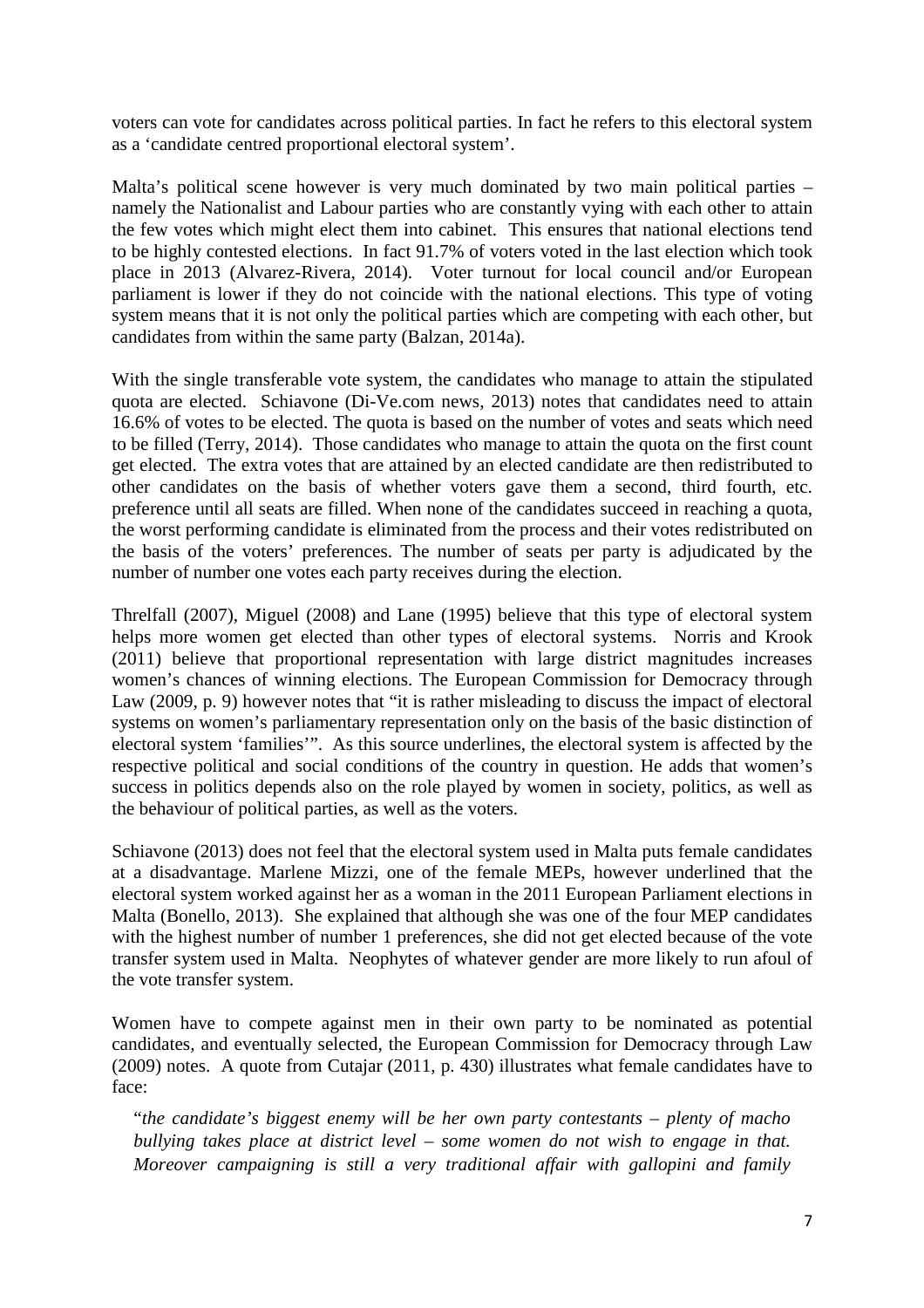voters can vote for candidates across political parties. In fact he refers to this electoral system as a 'candidate centred proportional electoral system'.

Malta's political scene however is very much dominated by two main political parties – namely the Nationalist and Labour parties who are constantly vying with each other to attain the few votes which might elect them into cabinet. This ensures that national elections tend to be highly contested elections. In fact 91.7% of voters voted in the last election which took place in 2013 (Alvarez-Rivera, 2014). Voter turnout for local council and/or European parliament is lower if they do not coincide with the national elections. This type of voting system means that it is not only the political parties which are competing with each other, but candidates from within the same party (Balzan, 2014a).

With the single transferable vote system, the candidates who manage to attain the stipulated quota are elected. Schiavone (Di-Ve.com news, 2013) notes that candidates need to attain 16.6% of votes to be elected. The quota is based on the number of votes and seats which need to be filled (Terry, 2014). Those candidates who manage to attain the quota on the first count get elected. The extra votes that are attained by an elected candidate are then redistributed to other candidates on the basis of whether voters gave them a second, third fourth, etc. preference until all seats are filled. When none of the candidates succeed in reaching a quota, the worst performing candidate is eliminated from the process and their votes redistributed on the basis of the voters' preferences. The number of seats per party is adjudicated by the number of number one votes each party receives during the election.

Threlfall (2007), Miguel (2008) and Lane (1995) believe that this type of electoral system helps more women get elected than other types of electoral systems. Norris and Krook (2011) believe that proportional representation with large district magnitudes increases women's chances of winning elections. The European Commission for Democracy through Law (2009, p. 9) however notes that "it is rather misleading to discuss the impact of electoral systems on women's parliamentary representation only on the basis of the basic distinction of electoral system 'families'". As this source underlines, the electoral system is affected by the respective political and social conditions of the country in question. He adds that women's success in politics depends also on the role played by women in society, politics, as well as the behaviour of political parties, as well as the voters.

Schiavone (2013) does not feel that the electoral system used in Malta puts female candidates at a disadvantage. Marlene Mizzi, one of the female MEPs, however underlined that the electoral system worked against her as a woman in the 2011 European Parliament elections in Malta (Bonello, 2013). She explained that although she was one of the four MEP candidates with the highest number of number 1 preferences, she did not get elected because of the vote transfer system used in Malta. Neophytes of whatever gender are more likely to run afoul of the vote transfer system.

Women have to compete against men in their own party to be nominated as potential candidates, and eventually selected, the European Commission for Democracy through Law (2009) notes. A quote from Cutajar (2011, p. 430) illustrates what female candidates have to face:

> "*the candidate's biggest enemy will be her own party contestants – plenty of macho bullying takes place at district level – some women do not wish to engage in that. Moreover campaigning is still a very traditional affair with gallopini and family*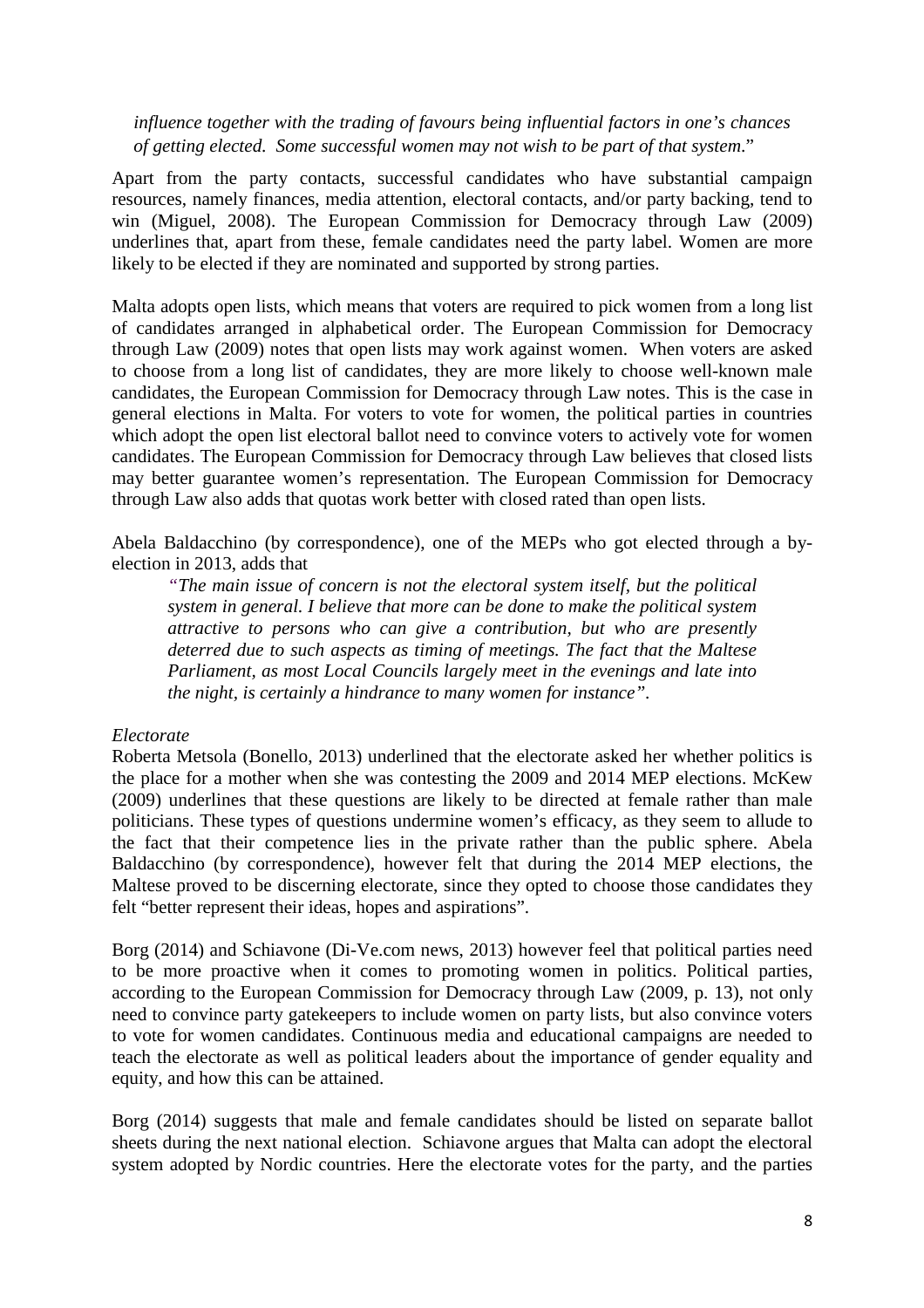*influence together with the trading of favours being influential factors in one's chances of getting elected. Some successful women may not wish to be part of that system.*"

Apart from the party contacts, successful candidates who have substantial campaign resources, namely finances, media attention, electoral contacts, and/or party backing, tend to win (Miguel, 2008). The European Commission for Democracy through Law (2009) underlines that, apart from these, female candidates need the party label. Women are more likely to be elected if they are nominated and supported by strong parties.

Malta adopts open lists, which means that voters are required to pick women from a long list of candidates arranged in alphabetical order. The European Commission for Democracy through Law (2009) notes that open lists may work against women. When voters are asked to choose from a long list of candidates, they are more likely to choose well-known male candidates, the European Commission for Democracy through Law notes. This is the case in general elections in Malta. For voters to vote for women, the political parties in countries which adopt the open list electoral ballot need to convince voters to actively vote for women candidates. The European Commission for Democracy through Law believes that closed lists may better guarantee women's representation. The European Commission for Democracy through Law also adds that quotas work better with closed rated than open lists.

Abela Baldacchino (by correspondence), one of the MEPs who got elected through a by-election in 2013, adds that

> *"The main issue of concern is not the electoral system itself, but the political system in general. I believe that more can be done to make the political system attractive to persons who can give a contribution, but who are presently deterred due to such aspects as timing of meetings. The fact that the Maltese Parliament, as most Local Councils largely meet in the evenings and late into the night, is certainly a hindrance to many women for instance".*

*Electorate*

Roberta Metsola (Bonello, 2013) underlined that the electorate asked her whether politics is the place for a mother when she was contesting the 2009 and 2014 MEP elections. McKew (2009) underlines that these questions are likely to be directed at female rather than male politicians. These types of questions undermine women's efficacy, as they seem to allude to the fact that their competence lies in the private rather than the public sphere. Abela Baldacchino (by correspondence), however felt that during the 2014 MEP elections, the Maltese proved to be discerning electorate, since they opted to choose those candidates they felt "better represent their ideas, hopes and aspirations".

Borg (2014) and Schiavone (Di-Ve.com news, 2013) however feel that political parties need to be more proactive when it comes to promoting women in politics. Political parties, according to the European Commission for Democracy through Law (2009, p. 13), not only need to convince party gatekeepers to include women on party lists, but also convince voters to vote for women candidates. Continuous media and educational campaigns are needed to teach the electorate as well as political leaders about the importance of gender equality and equity, and how this can be attained.

Borg (2014) suggests that male and female candidates should be listed on separate ballot sheets during the next national election. Schiavone argues that Malta can adopt the electoral system adopted by Nordic countries. Here the electorate votes for the party, and the parties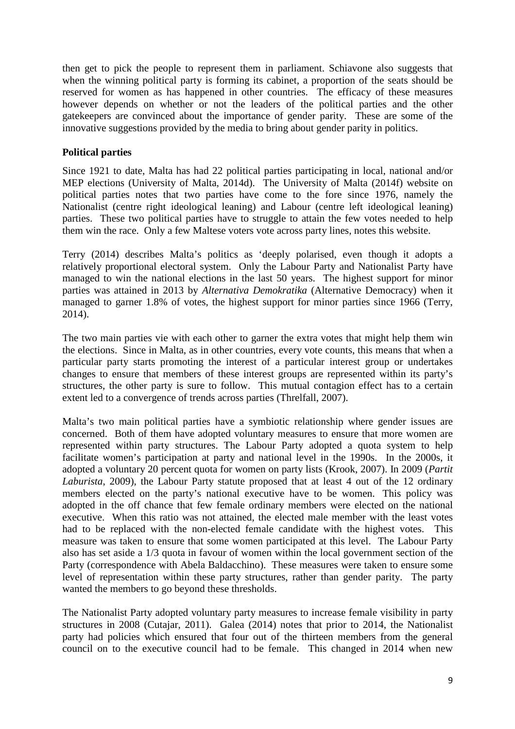then get to pick the people to represent them in parliament. Schiavone also suggests that when the winning political party is forming its cabinet, a proportion of the seats should be reserved for women as has happened in other countries. The efficacy of these measures however depends on whether or not the leaders of the political parties and the other gatekeepers are convinced about the importance of gender parity. These are some of the innovative suggestions provided by the media to bring about gender parity in politics.

**Political parties**

Since 1921 to date, Malta has had 22 political parties participating in local, national and/or MEP elections (University of Malta, 2014d). The University of Malta (2014f) website on political parties notes that two parties have come to the fore since 1976, namely the Nationalist (centre right ideological leaning) and Labour (centre left ideological leaning) parties. These two political parties have to struggle to attain the few votes needed to help them win the race. Only a few Maltese voters vote across party lines, notes this website.

Terry (2014) describes Malta's politics as 'deeply polarised, even though it adopts a relatively proportional electoral system. Only the Labour Party and Nationalist Party have managed to win the national elections in the last 50 years. The highest support for minor parties was attained in 2013 by *Alternativa Demokratika* (Alternative Democracy) when it managed to garner 1.8% of votes, the highest support for minor parties since 1966 (Terry, 2014).

The two main parties vie with each other to garner the extra votes that might help them win the elections. Since in Malta, as in other countries, every vote counts, this means that when a particular party starts promoting the interest of a particular interest group or undertakes changes to ensure that members of these interest groups are represented within its party's structures, the other party is sure to follow. This mutual contagion effect has to a certain extent led to a convergence of trends across parties (Threlfall, 2007).

Malta's two main political parties have a symbiotic relationship where gender issues are concerned. Both of them have adopted voluntary measures to ensure that more women are represented within party structures. The Labour Party adopted a quota system to help facilitate women's participation at party and national level in the 1990s. In the 2000s, it adopted a voluntary 20 percent quota for women on party lists (Krook, 2007). In 2009 (*Partit Laburista*, 2009), the Labour Party statute proposed that at least 4 out of the 12 ordinary members elected on the party's national executive have to be women. This policy was adopted in the off chance that few female ordinary members were elected on the national executive. When this ratio was not attained, the elected male member with the least votes had to be replaced with the non-elected female candidate with the highest votes. This measure was taken to ensure that some women participated at this level. The Labour Party also has set aside a 1/3 quota in favour of women within the local government section of the Party (correspondence with Abela Baldacchino). These measures were taken to ensure some level of representation within these party structures, rather than gender parity. The party wanted the members to go beyond these thresholds.

The Nationalist Party adopted voluntary party measures to increase female visibility in party structures in 2008 (Cutajar, 2011). Galea (2014) notes that prior to 2014, the Nationalist party had policies which ensured that four out of the thirteen members from the general council on to the executive council had to be female. This changed in 2014 when new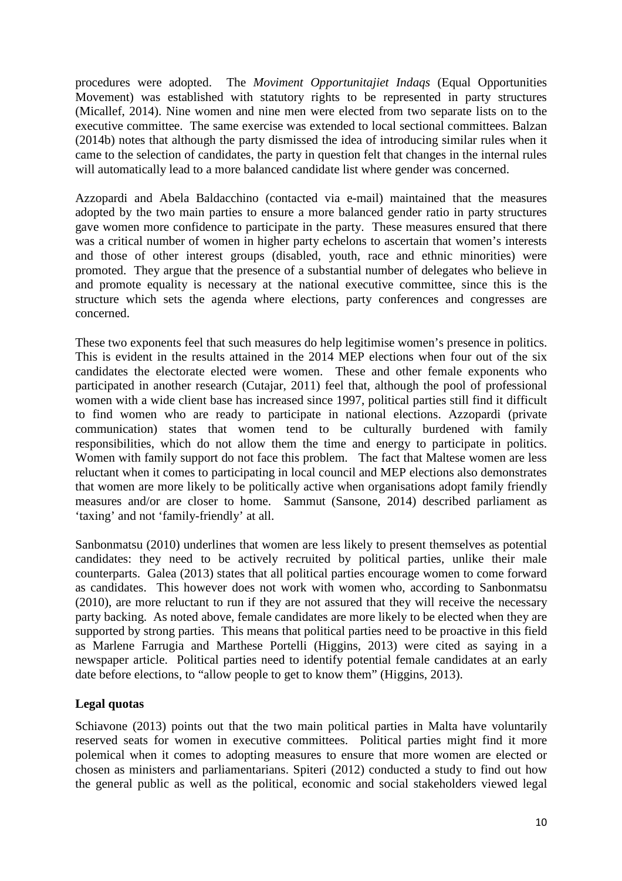procedures were adopted. The *Moviment Opportunitajiet Indaqs* (Equal Opportunities Movement) was established with statutory rights to be represented in party structures (Micallef, 2014). Nine women and nine men were elected from two separate lists on to the executive committee. The same exercise was extended to local sectional committees. Balzan (2014b) notes that although the party dismissed the idea of introducing similar rules when it came to the selection of candidates, the party in question felt that changes in the internal rules will automatically lead to a more balanced candidate list where gender was concerned.

Azzopardi and Abela Baldacchino (contacted via e-mail) maintained that the measures adopted by the two main parties to ensure a more balanced gender ratio in party structures gave women more confidence to participate in the party. These measures ensured that there was a critical number of women in higher party echelons to ascertain that women's interests and those of other interest groups (disabled, youth, race and ethnic minorities) were promoted. They argue that the presence of a substantial number of delegates who believe in and promote equality is necessary at the national executive committee, since this is the structure which sets the agenda where elections, party conferences and congresses are concerned.

These two exponents feel that such measures do help legitimise women's presence in politics. This is evident in the results attained in the 2014 MEP elections when four out of the six candidates the electorate elected were women. These and other female exponents who participated in another research (Cutajar, 2011) feel that, although the pool of professional women with a wide client base has increased since 1997, political parties still find it difficult to find women who are ready to participate in national elections. Azzopardi (private communication) states that women tend to be culturally burdened with family responsibilities, which do not allow them the time and energy to participate in politics. Women with family support do not face this problem. The fact that Maltese women are less reluctant when it comes to participating in local council and MEP elections also demonstrates that women are more likely to be politically active when organisations adopt family friendly measures and/or are closer to home. Sammut (Sansone, 2014) described parliament as 'taxing' and not 'family-friendly' at all.

Sanbonmatsu (2010) underlines that women are less likely to present themselves as potential candidates: they need to be actively recruited by political parties, unlike their male counterparts. Galea (2013) states that all political parties encourage women to come forward as candidates. This however does not work with women who, according to Sanbonmatsu (2010), are more reluctant to run if they are not assured that they will receive the necessary party backing. As noted above, female candidates are more likely to be elected when they are supported by strong parties. This means that political parties need to be proactive in this field as Marlene Farrugia and Marthese Portelli (Higgins, 2013) were cited as saying in a newspaper article. Political parties need to identify potential female candidates at an early date before elections, to "allow people to get to know them" (Higgins, 2013).

**Legal quotas**

Schiavone (2013) points out that the two main political parties in Malta have voluntarily reserved seats for women in executive committees. Political parties might find it more polemical when it comes to adopting measures to ensure that more women are elected or chosen as ministers and parliamentarians. Spiteri (2012) conducted a study to find out how the general public as well as the political, economic and social stakeholders viewed legal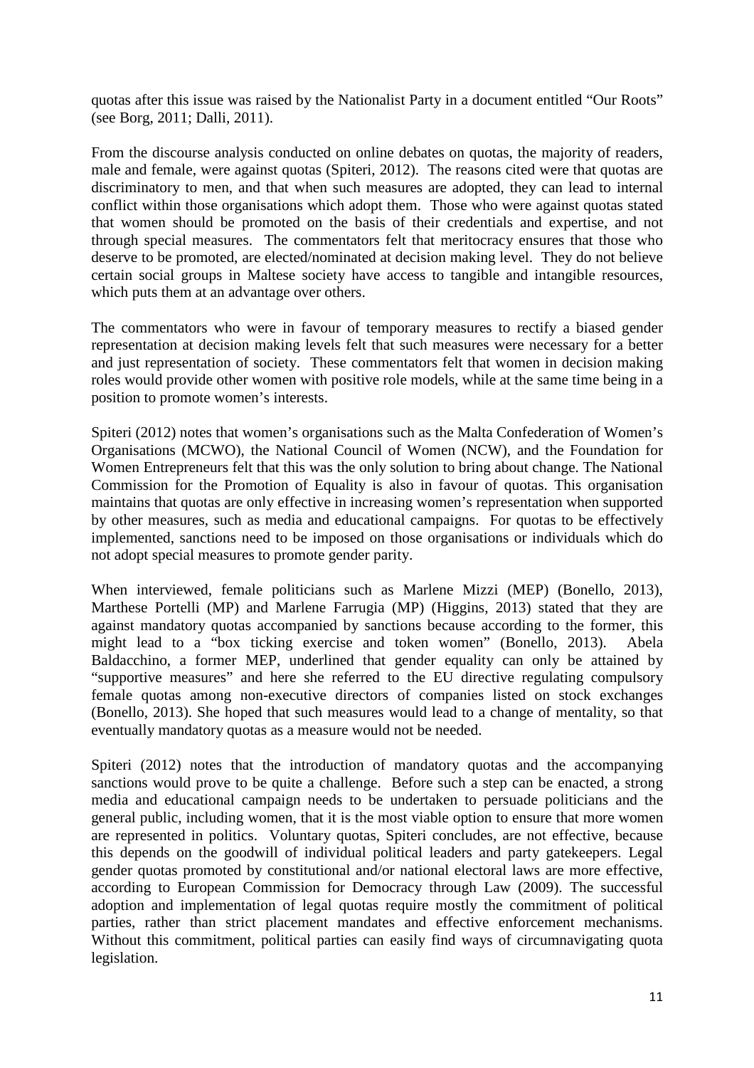quotas after this issue was raised by the Nationalist Party in a document entitled "Our Roots" (see Borg, 2011; Dalli, 2011).

From the discourse analysis conducted on online debates on quotas, the majority of readers, male and female, were against quotas (Spiteri, 2012). The reasons cited were that quotas are discriminatory to men, and that when such measures are adopted, they can lead to internal conflict within those organisations which adopt them. Those who were against quotas stated that women should be promoted on the basis of their credentials and expertise, and not through special measures. The commentators felt that meritocracy ensures that those who deserve to be promoted, are elected/nominated at decision making level. They do not believe certain social groups in Maltese society have access to tangible and intangible resources, which puts them at an advantage over others.

The commentators who were in favour of temporary measures to rectify a biased gender representation at decision making levels felt that such measures were necessary for a better and just representation of society. These commentators felt that women in decision making roles would provide other women with positive role models, while at the same time being in a position to promote women's interests.

Spiteri (2012) notes that women's organisations such as the Malta Confederation of Women's Organisations (MCWO), the National Council of Women (NCW), and the Foundation for Women Entrepreneurs felt that this was the only solution to bring about change. The National Commission for the Promotion of Equality is also in favour of quotas. This organisation maintains that quotas are only effective in increasing women's representation when supported by other measures, such as media and educational campaigns. For quotas to be effectively implemented, sanctions need to be imposed on those organisations or individuals which do not adopt special measures to promote gender parity.

When interviewed, female politicians such as Marlene Mizzi (MEP) (Bonello, 2013), Marthese Portelli (MP) and Marlene Farrugia (MP) (Higgins, 2013) stated that they are against mandatory quotas accompanied by sanctions because according to the former, this might lead to a "box ticking exercise and token women" (Bonello, 2013). Abela Baldacchino, a former MEP, underlined that gender equality can only be attained by "supportive measures" and here she referred to the EU directive regulating compulsory female quotas among non-executive directors of companies listed on stock exchanges (Bonello, 2013). She hoped that such measures would lead to a change of mentality, so that eventually mandatory quotas as a measure would not be needed.

Spiteri (2012) notes that the introduction of mandatory quotas and the accompanying sanctions would prove to be quite a challenge. Before such a step can be enacted, a strong media and educational campaign needs to be undertaken to persuade politicians and the general public, including women, that it is the most viable option to ensure that more women are represented in politics. Voluntary quotas, Spiteri concludes, are not effective, because this depends on the goodwill of individual political leaders and party gatekeepers. Legal gender quotas promoted by constitutional and/or national electoral laws are more effective, according to European Commission for Democracy through Law (2009). The successful adoption and implementation of legal quotas require mostly the commitment of political parties, rather than strict placement mandates and effective enforcement mechanisms. Without this commitment, political parties can easily find ways of circumnavigating quota legislation.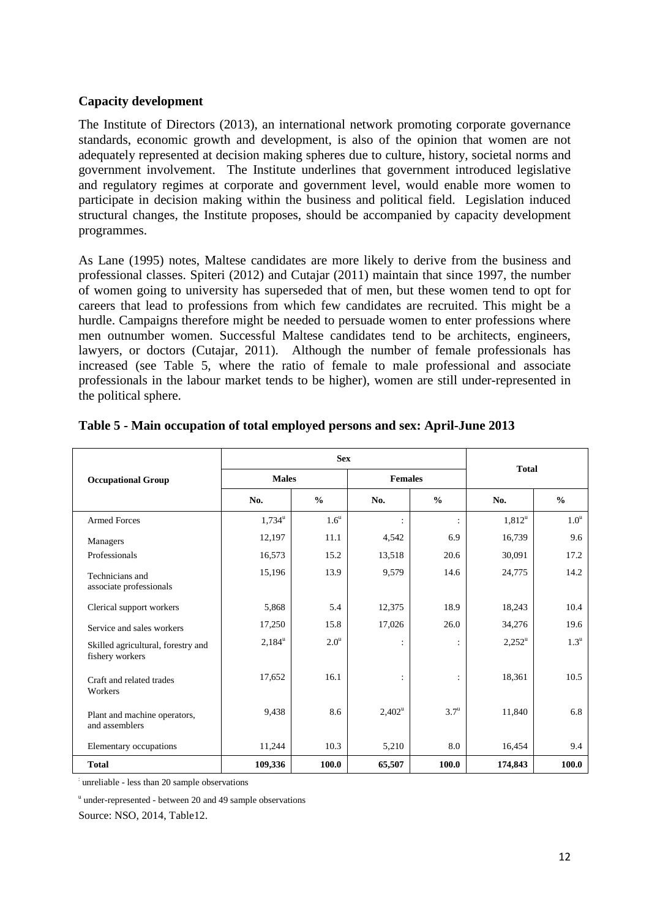## Capacity development

The Institute of Directors (2013), an international network promoting corporate governance standards, economic growth and development, is also of the opinion that women are not adequately represented at decision making spheres due to culture, history, societal norms and government involvement. The Institute underlines that government introduced legislative and regulatory regimes at corporate and government level, would enable more women to participate in decision making within the business and political field. Legislation induced structural changes, the Institute proposes, should be accompanied by capacity development programmes.

As Lane (1995) notes, Maltese candidates are more likely to derive from the business and professional classes. Spiteri (2012) and Cutajar (2011) maintain that since 1997, the number of women going to university has superseded that of men, but these women tend to opt for careers that lead to professions from which few candidates are recruited. This might be a hurdle. Campaigns therefore might be needed to persuade women to enter professions where men outnumber women. Successful Maltese candidates tend to be architects, engineers, lawyers, or doctors (Cutajar, 2011). Although the number of female professionals has increased (see Table 5, where the ratio of female to male professional and associate professionals in the labour market tends to be higher), women are still under-represented in the political sphere.

**Table 5 - Main occupation of total employed persons and sex: April-June 2013**

| Occupational Group | Sex | | | | Total | |
|---|---|---|---|---|---|---|
| | Males | | Females | | | |
| | No. | % | No. | % | No. | % |
| Armed Forces | 1,734[u] | 1.6[u] | : | : | 1,812[u] | 1.0[u] |
| Managers | 12,197 | 11.1 | 4,542 | 6.9 | 16,739 | 9.6 |
| Professionals | 16,573 | 15.2 | 13,518 | 20.6 | 30,091 | 17.2 |
| Technicians and associate professionals | 15,196 | 13.9 | 9,579 | 14.6 | 24,775 | 14.2 |
| Clerical support workers | 5,868 | 5.4 | 12,375 | 18.9 | 18,243 | 10.4 |
| Service and sales workers | 17,250 | 15.8 | 17,026 | 26.0 | 34,276 | 19.6 |
| Skilled agricultural, forestry and fishery workers | 2,184[u] | 2.0[u] | : | : | 2,252[u] | 1.3[u] |
| Craft and related trades Workers | 17,652 | 16.1 | : | : | 18,361 | 10.5 |
| Plant and machine operators, and assemblers | 9,438 | 8.6 | 2,402[u] | 3.7[u] | 11,840 | 6.8 |
| Elementary occupations | 11,244 | 10.3 | 5,210 | 8.0 | 16,454 | 9.4 |
| **Total** | **109,336** | **100.0** | **65,507** | **100.0** | **174,843** | **100.0** |

: unreliable - less than 20 sample observations

[u] under-represented - between 20 and 49 sample observations

Source: NSO, 2014, Table12.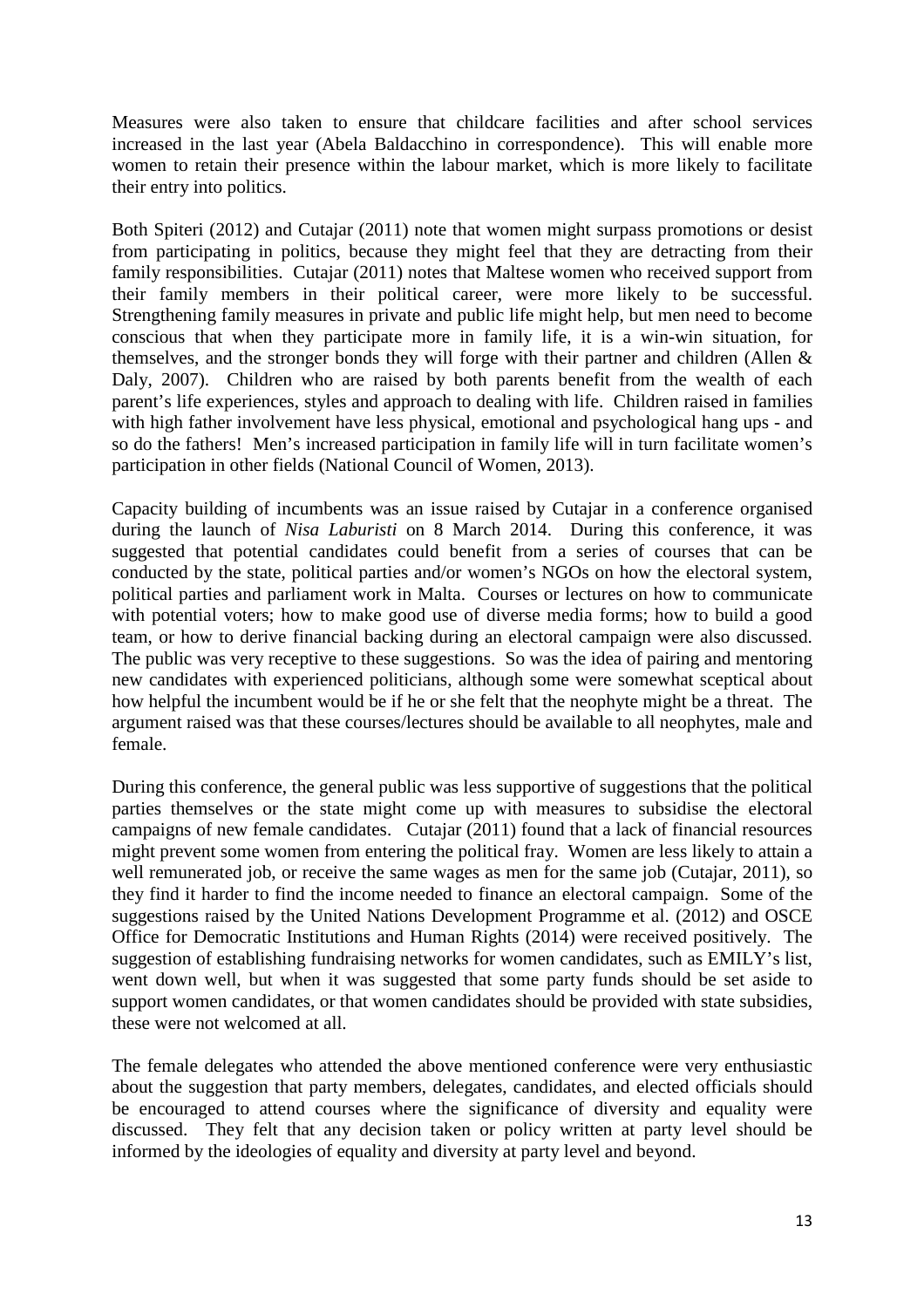Measures were also taken to ensure that childcare facilities and after school services increased in the last year (Abela Baldacchino in correspondence). This will enable more women to retain their presence within the labour market, which is more likely to facilitate their entry into politics.

Both Spiteri (2012) and Cutajar (2011) note that women might surpass promotions or desist from participating in politics, because they might feel that they are detracting from their family responsibilities. Cutajar (2011) notes that Maltese women who received support from their family members in their political career, were more likely to be successful. Strengthening family measures in private and public life might help, but men need to become conscious that when they participate more in family life, it is a win-win situation, for themselves, and the stronger bonds they will forge with their partner and children (Allen & Daly, 2007). Children who are raised by both parents benefit from the wealth of each parent's life experiences, styles and approach to dealing with life. Children raised in families with high father involvement have less physical, emotional and psychological hang ups - and so do the fathers! Men's increased participation in family life will in turn facilitate women's participation in other fields (National Council of Women, 2013).

Capacity building of incumbents was an issue raised by Cutajar in a conference organised during the launch of *Nisa Laburisti* on 8 March 2014. During this conference, it was suggested that potential candidates could benefit from a series of courses that can be conducted by the state, political parties and/or women's NGOs on how the electoral system, political parties and parliament work in Malta. Courses or lectures on how to communicate with potential voters; how to make good use of diverse media forms; how to build a good team, or how to derive financial backing during an electoral campaign were also discussed. The public was very receptive to these suggestions. So was the idea of pairing and mentoring new candidates with experienced politicians, although some were somewhat sceptical about how helpful the incumbent would be if he or she felt that the neophyte might be a threat. The argument raised was that these courses/lectures should be available to all neophytes, male and female.

During this conference, the general public was less supportive of suggestions that the political parties themselves or the state might come up with measures to subsidise the electoral campaigns of new female candidates. Cutajar (2011) found that a lack of financial resources might prevent some women from entering the political fray. Women are less likely to attain a well remunerated job, or receive the same wages as men for the same job (Cutajar, 2011), so they find it harder to find the income needed to finance an electoral campaign. Some of the suggestions raised by the United Nations Development Programme et al. (2012) and OSCE Office for Democratic Institutions and Human Rights (2014) were received positively. The suggestion of establishing fundraising networks for women candidates, such as EMILY's list, went down well, but when it was suggested that some party funds should be set aside to support women candidates, or that women candidates should be provided with state subsidies, these were not welcomed at all.

The female delegates who attended the above mentioned conference were very enthusiastic about the suggestion that party members, delegates, candidates, and elected officials should be encouraged to attend courses where the significance of diversity and equality were discussed. They felt that any decision taken or policy written at party level should be informed by the ideologies of equality and diversity at party level and beyond.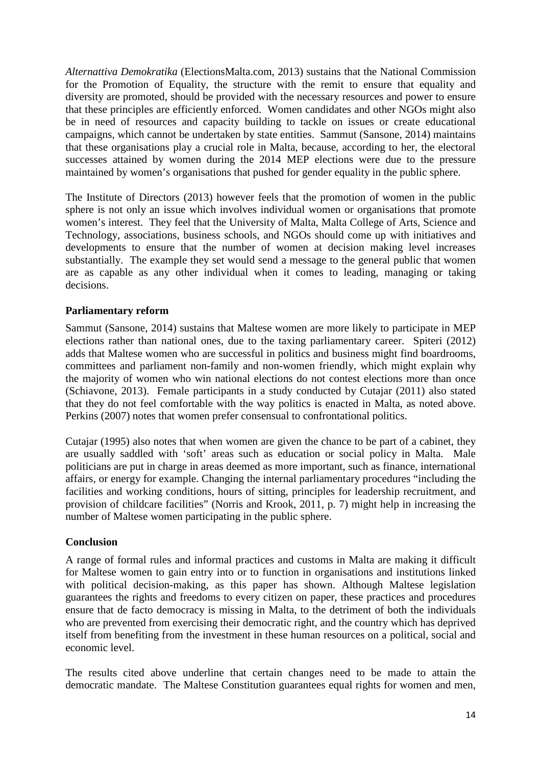*Alternattiva Demokratika* (ElectionsMalta.com, 2013) sustains that the National Commission for the Promotion of Equality, the structure with the remit to ensure that equality and diversity are promoted, should be provided with the necessary resources and power to ensure that these principles are efficiently enforced. Women candidates and other NGOs might also be in need of resources and capacity building to tackle on issues or create educational campaigns, which cannot be undertaken by state entities. Sammut (Sansone, 2014) maintains that these organisations play a crucial role in Malta, because, according to her, the electoral successes attained by women during the 2014 MEP elections were due to the pressure maintained by women's organisations that pushed for gender equality in the public sphere.

The Institute of Directors (2013) however feels that the promotion of women in the public sphere is not only an issue which involves individual women or organisations that promote women's interest. They feel that the University of Malta, Malta College of Arts, Science and Technology, associations, business schools, and NGOs should come up with initiatives and developments to ensure that the number of women at decision making level increases substantially. The example they set would send a message to the general public that women are as capable as any other individual when it comes to leading, managing or taking decisions.

## Parliamentary reform

Sammut (Sansone, 2014) sustains that Maltese women are more likely to participate in MEP elections rather than national ones, due to the taxing parliamentary career. Spiteri (2012) adds that Maltese women who are successful in politics and business might find boardrooms, committees and parliament non-family and non-women friendly, which might explain why the majority of women who win national elections do not contest elections more than once (Schiavone, 2013). Female participants in a study conducted by Cutajar (2011) also stated that they do not feel comfortable with the way politics is enacted in Malta, as noted above. Perkins (2007) notes that women prefer consensual to confrontational politics.

Cutajar (1995) also notes that when women are given the chance to be part of a cabinet, they are usually saddled with 'soft' areas such as education or social policy in Malta. Male politicians are put in charge in areas deemed as more important, such as finance, international affairs, or energy for example. Changing the internal parliamentary procedures "including the facilities and working conditions, hours of sitting, principles for leadership recruitment, and provision of childcare facilities" (Norris and Krook, 2011, p. 7) might help in increasing the number of Maltese women participating in the public sphere.

## Conclusion

A range of formal rules and informal practices and customs in Malta are making it difficult for Maltese women to gain entry into or to function in organisations and institutions linked with political decision-making, as this paper has shown. Although Maltese legislation guarantees the rights and freedoms to every citizen on paper, these practices and procedures ensure that de facto democracy is missing in Malta, to the detriment of both the individuals who are prevented from exercising their democratic right, and the country which has deprived itself from benefiting from the investment in these human resources on a political, social and economic level.

The results cited above underline that certain changes need to be made to attain the democratic mandate. The Maltese Constitution guarantees equal rights for women and men,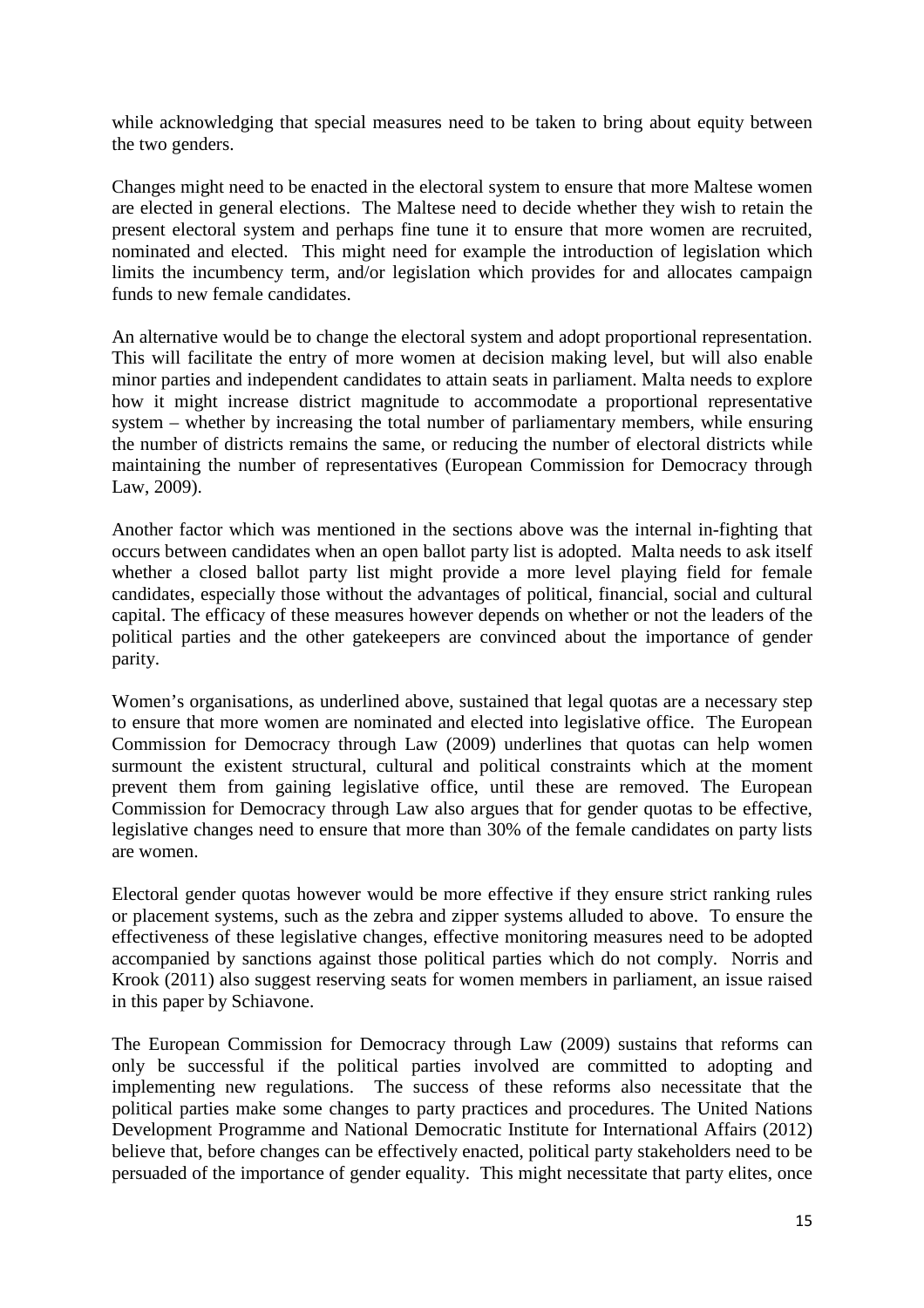while acknowledging that special measures need to be taken to bring about equity between the two genders.

Changes might need to be enacted in the electoral system to ensure that more Maltese women are elected in general elections. The Maltese need to decide whether they wish to retain the present electoral system and perhaps fine tune it to ensure that more women are recruited, nominated and elected. This might need for example the introduction of legislation which limits the incumbency term, and/or legislation which provides for and allocates campaign funds to new female candidates.

An alternative would be to change the electoral system and adopt proportional representation. This will facilitate the entry of more women at decision making level, but will also enable minor parties and independent candidates to attain seats in parliament. Malta needs to explore how it might increase district magnitude to accommodate a proportional representative system – whether by increasing the total number of parliamentary members, while ensuring the number of districts remains the same, or reducing the number of electoral districts while maintaining the number of representatives (European Commission for Democracy through Law, 2009).

Another factor which was mentioned in the sections above was the internal in-fighting that occurs between candidates when an open ballot party list is adopted. Malta needs to ask itself whether a closed ballot party list might provide a more level playing field for female candidates, especially those without the advantages of political, financial, social and cultural capital. The efficacy of these measures however depends on whether or not the leaders of the political parties and the other gatekeepers are convinced about the importance of gender parity.

Women's organisations, as underlined above, sustained that legal quotas are a necessary step to ensure that more women are nominated and elected into legislative office. The European Commission for Democracy through Law (2009) underlines that quotas can help women surmount the existent structural, cultural and political constraints which at the moment prevent them from gaining legislative office, until these are removed. The European Commission for Democracy through Law also argues that for gender quotas to be effective, legislative changes need to ensure that more than 30% of the female candidates on party lists are women.

Electoral gender quotas however would be more effective if they ensure strict ranking rules or placement systems, such as the zebra and zipper systems alluded to above. To ensure the effectiveness of these legislative changes, effective monitoring measures need to be adopted accompanied by sanctions against those political parties which do not comply. Norris and Krook (2011) also suggest reserving seats for women members in parliament, an issue raised in this paper by Schiavone.

The European Commission for Democracy through Law (2009) sustains that reforms can only be successful if the political parties involved are committed to adopting and implementing new regulations. The success of these reforms also necessitate that the political parties make some changes to party practices and procedures. The United Nations Development Programme and National Democratic Institute for International Affairs (2012) believe that, before changes can be effectively enacted, political party stakeholders need to be persuaded of the importance of gender equality. This might necessitate that party elites, once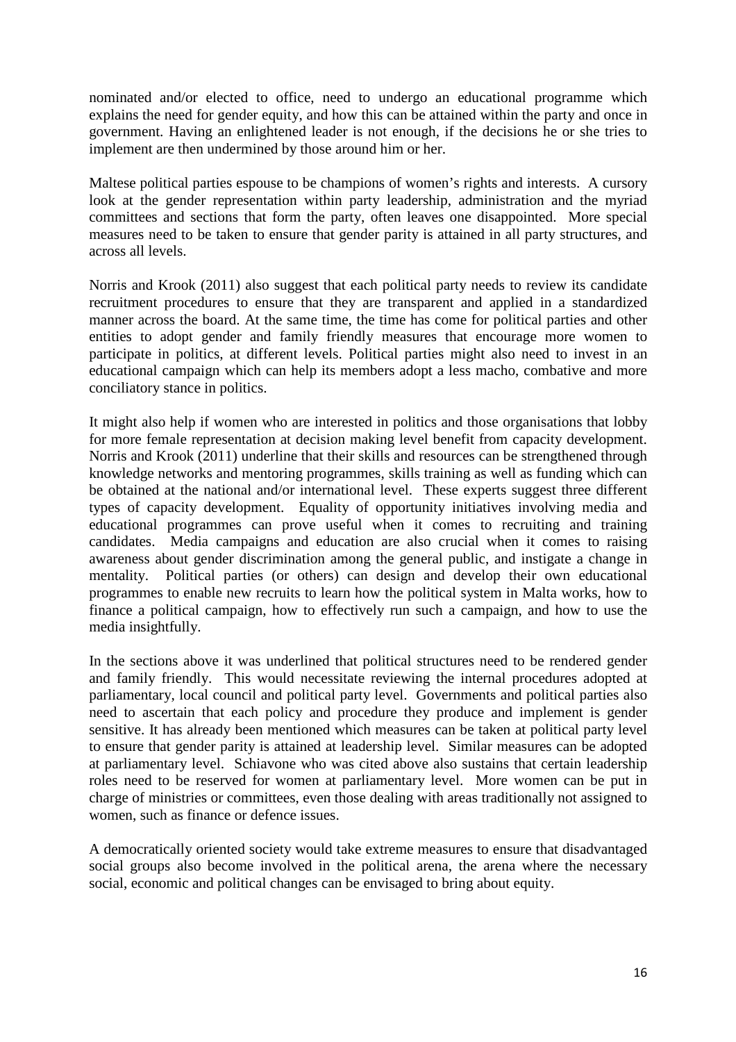nominated and/or elected to office, need to undergo an educational programme which explains the need for gender equity, and how this can be attained within the party and once in government. Having an enlightened leader is not enough, if the decisions he or she tries to implement are then undermined by those around him or her.

Maltese political parties espouse to be champions of women's rights and interests. A cursory look at the gender representation within party leadership, administration and the myriad committees and sections that form the party, often leaves one disappointed. More special measures need to be taken to ensure that gender parity is attained in all party structures, and across all levels.

Norris and Krook (2011) also suggest that each political party needs to review its candidate recruitment procedures to ensure that they are transparent and applied in a standardized manner across the board. At the same time, the time has come for political parties and other entities to adopt gender and family friendly measures that encourage more women to participate in politics, at different levels. Political parties might also need to invest in an educational campaign which can help its members adopt a less macho, combative and more conciliatory stance in politics.

It might also help if women who are interested in politics and those organisations that lobby for more female representation at decision making level benefit from capacity development. Norris and Krook (2011) underline that their skills and resources can be strengthened through knowledge networks and mentoring programmes, skills training as well as funding which can be obtained at the national and/or international level. These experts suggest three different types of capacity development. Equality of opportunity initiatives involving media and educational programmes can prove useful when it comes to recruiting and training candidates. Media campaigns and education are also crucial when it comes to raising awareness about gender discrimination among the general public, and instigate a change in mentality. Political parties (or others) can design and develop their own educational programmes to enable new recruits to learn how the political system in Malta works, how to finance a political campaign, how to effectively run such a campaign, and how to use the media insightfully.

In the sections above it was underlined that political structures need to be rendered gender and family friendly. This would necessitate reviewing the internal procedures adopted at parliamentary, local council and political party level. Governments and political parties also need to ascertain that each policy and procedure they produce and implement is gender sensitive. It has already been mentioned which measures can be taken at political party level to ensure that gender parity is attained at leadership level. Similar measures can be adopted at parliamentary level. Schiavone who was cited above also sustains that certain leadership roles need to be reserved for women at parliamentary level. More women can be put in charge of ministries or committees, even those dealing with areas traditionally not assigned to women, such as finance or defence issues.

A democratically oriented society would take extreme measures to ensure that disadvantaged social groups also become involved in the political arena, the arena where the necessary social, economic and political changes can be envisaged to bring about equity.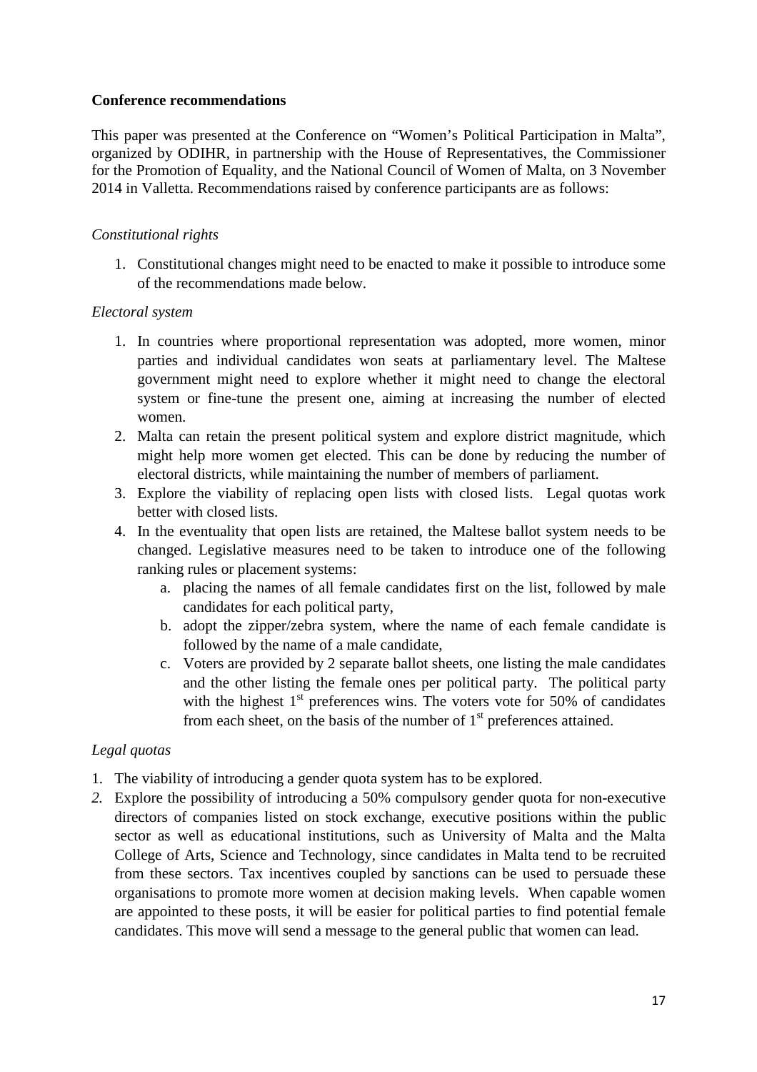**Conference recommendations**

This paper was presented at the Conference on "Women's Political Participation in Malta", organized by ODIHR, in partnership with the House of Representatives, the Commissioner for the Promotion of Equality, and the National Council of Women of Malta, on 3 November 2014 in Valletta. Recommendations raised by conference participants are as follows:

*Constitutional rights*

1. Constitutional changes might need to be enacted to make it possible to introduce some of the recommendations made below.

*Electoral system*

1. In countries where proportional representation was adopted, more women, minor parties and individual candidates won seats at parliamentary level. The Maltese government might need to explore whether it might need to change the electoral system or fine-tune the present one, aiming at increasing the number of elected women.
2. Malta can retain the present political system and explore district magnitude, which might help more women get elected. This can be done by reducing the number of electoral districts, while maintaining the number of members of parliament.
3. Explore the viability of replacing open lists with closed lists. Legal quotas work better with closed lists.
4. In the eventuality that open lists are retained, the Maltese ballot system needs to be changed. Legislative measures need to be taken to introduce one of the following ranking rules or placement systems:
    a. placing the names of all female candidates first on the list, followed by male candidates for each political party,
    b. adopt the zipper/zebra system, where the name of each female candidate is followed by the name of a male candidate,
    c. Voters are provided by 2 separate ballot sheets, one listing the male candidates and the other listing the female ones per political party. The political party with the highest 1st preferences wins. The voters vote for 50% of candidates from each sheet, on the basis of the number of 1st preferences attained.

*Legal quotas*

1. The viability of introducing a gender quota system has to be explored.
2. Explore the possibility of introducing a 50% compulsory gender quota for non-executive directors of companies listed on stock exchange, executive positions within the public sector as well as educational institutions, such as University of Malta and the Malta College of Arts, Science and Technology, since candidates in Malta tend to be recruited from these sectors. Tax incentives coupled by sanctions can be used to persuade these organisations to promote more women at decision making levels. When capable women are appointed to these posts, it will be easier for political parties to find potential female candidates. This move will send a message to the general public that women can lead.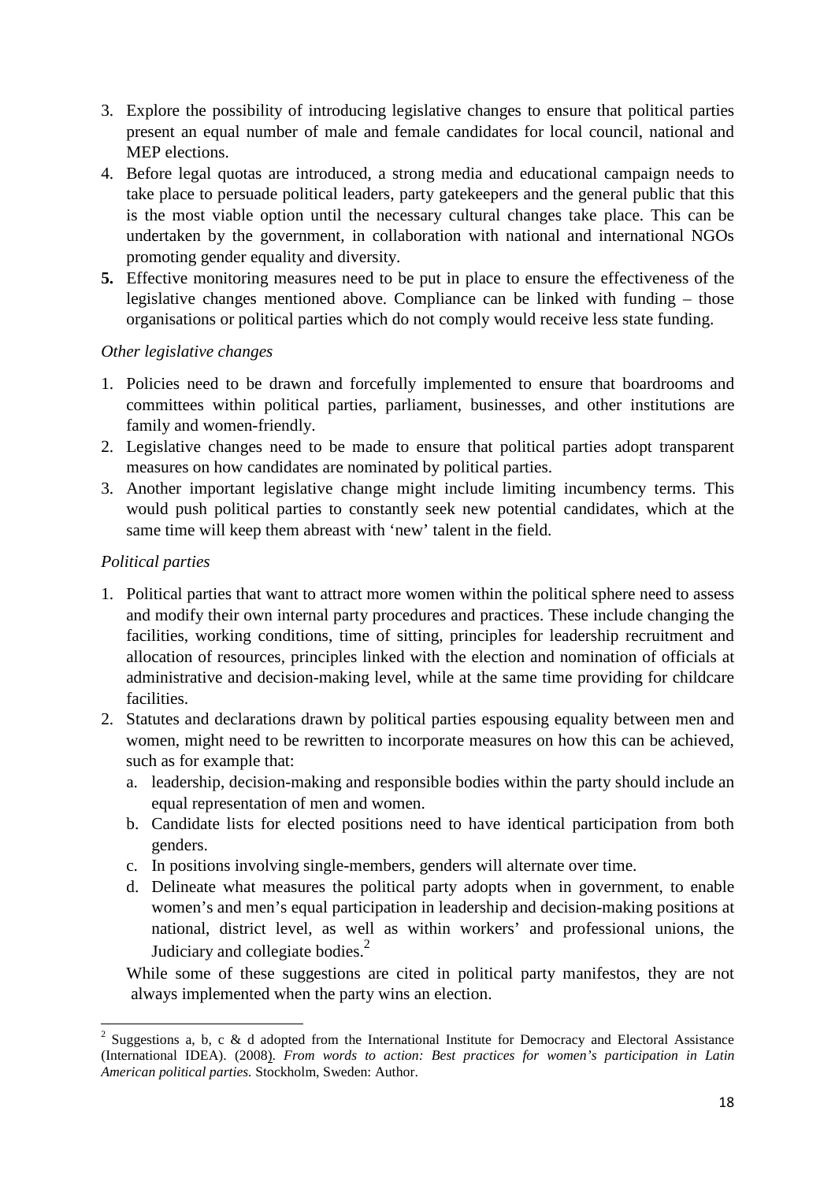3. Explore the possibility of introducing legislative changes to ensure that political parties present an equal number of male and female candidates for local council, national and MEP elections.
4. Before legal quotas are introduced, a strong media and educational campaign needs to take place to persuade political leaders, party gatekeepers and the general public that this is the most viable option until the necessary cultural changes take place. This can be undertaken by the government, in collaboration with national and international NGOs promoting gender equality and diversity.
5. Effective monitoring measures need to be put in place to ensure the effectiveness of the legislative changes mentioned above. Compliance can be linked with funding – those organisations or political parties which do not comply would receive less state funding.

*Other legislative changes*

1. Policies need to be drawn and forcefully implemented to ensure that boardrooms and committees within political parties, parliament, businesses, and other institutions are family and women-friendly.
2. Legislative changes need to be made to ensure that political parties adopt transparent measures on how candidates are nominated by political parties.
3. Another important legislative change might include limiting incumbency terms. This would push political parties to constantly seek new potential candidates, which at the same time will keep them abreast with 'new' talent in the field.

*Political parties*

1. Political parties that want to attract more women within the political sphere need to assess and modify their own internal party procedures and practices. These include changing the facilities, working conditions, time of sitting, principles for leadership recruitment and allocation of resources, principles linked with the election and nomination of officials at administrative and decision-making level, while at the same time providing for childcare facilities.
2. Statutes and declarations drawn by political parties espousing equality between men and women, might need to be rewritten to incorporate measures on how this can be achieved, such as for example that:
   a. leadership, decision-making and responsible bodies within the party should include an equal representation of men and women.
   b. Candidate lists for elected positions need to have identical participation from both genders.
   c. In positions involving single-members, genders will alternate over time.
   d. Delineate what measures the political party adopts when in government, to enable women's and men's equal participation in leadership and decision-making positions at national, district level, as well as within workers' and professional unions, the Judiciary and collegiate bodies.[2]

   While some of these suggestions are cited in political party manifestos, they are not always implemented when the party wins an election.

---

[2] Suggestions a, b, c & d adopted from the International Institute for Democracy and Electoral Assistance (International IDEA). (2008). *From words to action: Best practices for women's participation in Latin American political parties.* Stockholm, Sweden: Author.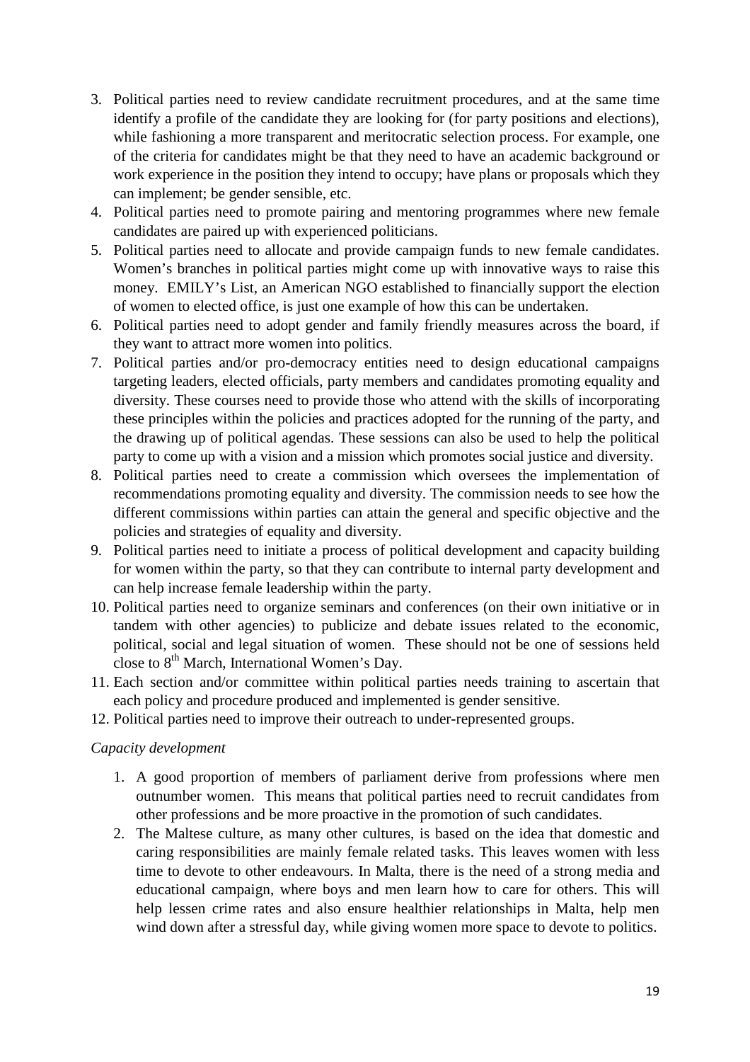3. Political parties need to review candidate recruitment procedures, and at the same time identify a profile of the candidate they are looking for (for party positions and elections), while fashioning a more transparent and meritocratic selection process. For example, one of the criteria for candidates might be that they need to have an academic background or work experience in the position they intend to occupy; have plans or proposals which they can implement; be gender sensible, etc.
4. Political parties need to promote pairing and mentoring programmes where new female candidates are paired up with experienced politicians.
5. Political parties need to allocate and provide campaign funds to new female candidates. Women's branches in political parties might come up with innovative ways to raise this money. EMILY's List, an American NGO established to financially support the election of women to elected office, is just one example of how this can be undertaken.
6. Political parties need to adopt gender and family friendly measures across the board, if they want to attract more women into politics.
7. Political parties and/or pro-democracy entities need to design educational campaigns targeting leaders, elected officials, party members and candidates promoting equality and diversity. These courses need to provide those who attend with the skills of incorporating these principles within the policies and practices adopted for the running of the party, and the drawing up of political agendas. These sessions can also be used to help the political party to come up with a vision and a mission which promotes social justice and diversity.
8. Political parties need to create a commission which oversees the implementation of recommendations promoting equality and diversity. The commission needs to see how the different commissions within parties can attain the general and specific objective and the policies and strategies of equality and diversity.
9. Political parties need to initiate a process of political development and capacity building for women within the party, so that they can contribute to internal party development and can help increase female leadership within the party.
10. Political parties need to organize seminars and conferences (on their own initiative or in tandem with other agencies) to publicize and debate issues related to the economic, political, social and legal situation of women. These should not be one of sessions held close to 8th March, International Women's Day.
11. Each section and/or committee within political parties needs training to ascertain that each policy and procedure produced and implemented is gender sensitive.
12. Political parties need to improve their outreach to under-represented groups.

*Capacity development*

1. A good proportion of members of parliament derive from professions where men outnumber women. This means that political parties need to recruit candidates from other professions and be more proactive in the promotion of such candidates.
2. The Maltese culture, as many other cultures, is based on the idea that domestic and caring responsibilities are mainly female related tasks. This leaves women with less time to devote to other endeavours. In Malta, there is the need of a strong media and educational campaign, where boys and men learn how to care for others. This will help lessen crime rates and also ensure healthier relationships in Malta, help men wind down after a stressful day, while giving women more space to devote to politics.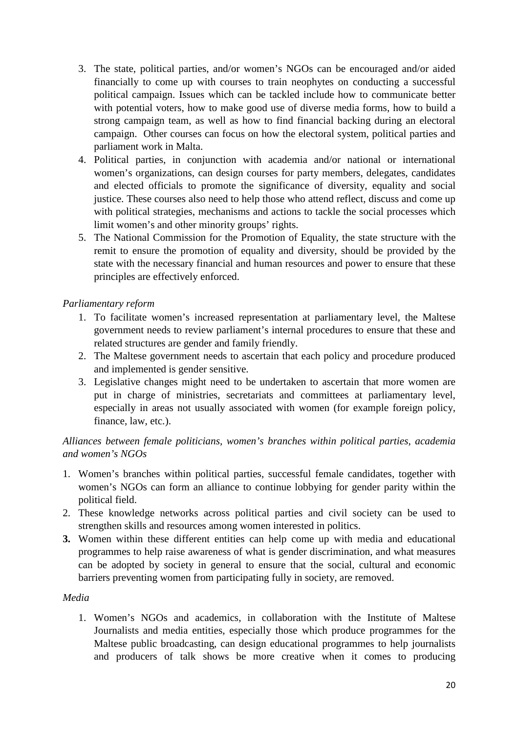3. The state, political parties, and/or women's NGOs can be encouraged and/or aided financially to come up with courses to train neophytes on conducting a successful political campaign. Issues which can be tackled include how to communicate better with potential voters, how to make good use of diverse media forms, how to build a strong campaign team, as well as how to find financial backing during an electoral campaign. Other courses can focus on how the electoral system, political parties and parliament work in Malta.
4. Political parties, in conjunction with academia and/or national or international women's organizations, can design courses for party members, delegates, candidates and elected officials to promote the significance of diversity, equality and social justice. These courses also need to help those who attend reflect, discuss and come up with political strategies, mechanisms and actions to tackle the social processes which limit women's and other minority groups' rights.
5. The National Commission for the Promotion of Equality, the state structure with the remit to ensure the promotion of equality and diversity, should be provided by the state with the necessary financial and human resources and power to ensure that these principles are effectively enforced.

*Parliamentary reform*

1. To facilitate women's increased representation at parliamentary level, the Maltese government needs to review parliament's internal procedures to ensure that these and related structures are gender and family friendly.
2. The Maltese government needs to ascertain that each policy and procedure produced and implemented is gender sensitive.
3. Legislative changes might need to be undertaken to ascertain that more women are put in charge of ministries, secretariats and committees at parliamentary level, especially in areas not usually associated with women (for example foreign policy, finance, law, etc.).

*Alliances between female politicians, women's branches within political parties, academia and women's NGOs*

1. Women's branches within political parties, successful female candidates, together with women's NGOs can form an alliance to continue lobbying for gender parity within the political field.
2. These knowledge networks across political parties and civil society can be used to strengthen skills and resources among women interested in politics.
3. Women within these different entities can help come up with media and educational programmes to help raise awareness of what is gender discrimination, and what measures can be adopted by society in general to ensure that the social, cultural and economic barriers preventing women from participating fully in society, are removed.

*Media*

1. Women's NGOs and academics, in collaboration with the Institute of Maltese Journalists and media entities, especially those which produce programmes for the Maltese public broadcasting, can design educational programmes to help journalists and producers of talk shows be more creative when it comes to producing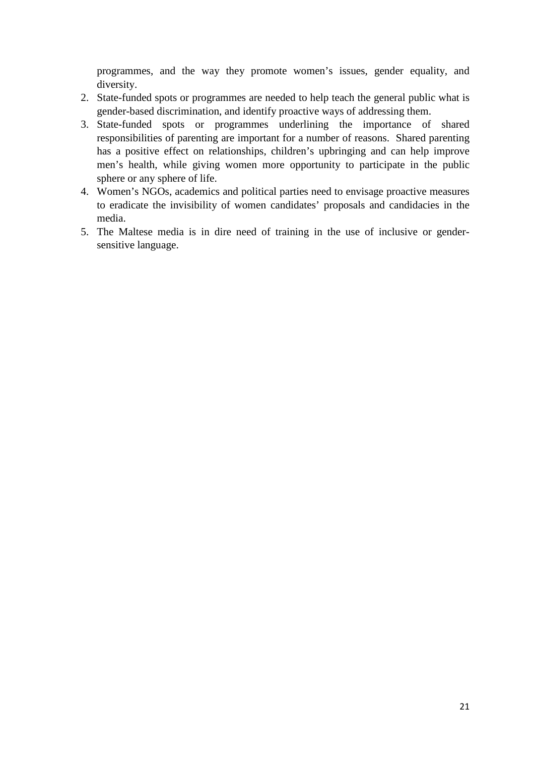programmes, and the way they promote women's issues, gender equality, and diversity.

2. State-funded spots or programmes are needed to help teach the general public what is gender-based discrimination, and identify proactive ways of addressing them.
3. State-funded spots or programmes underlining the importance of shared responsibilities of parenting are important for a number of reasons. Shared parenting has a positive effect on relationships, children's upbringing and can help improve men's health, while giving women more opportunity to participate in the public sphere or any sphere of life.
4. Women's NGOs, academics and political parties need to envisage proactive measures to eradicate the invisibility of women candidates' proposals and candidacies in the media.
5. The Maltese media is in dire need of training in the use of inclusive or gender-sensitive language.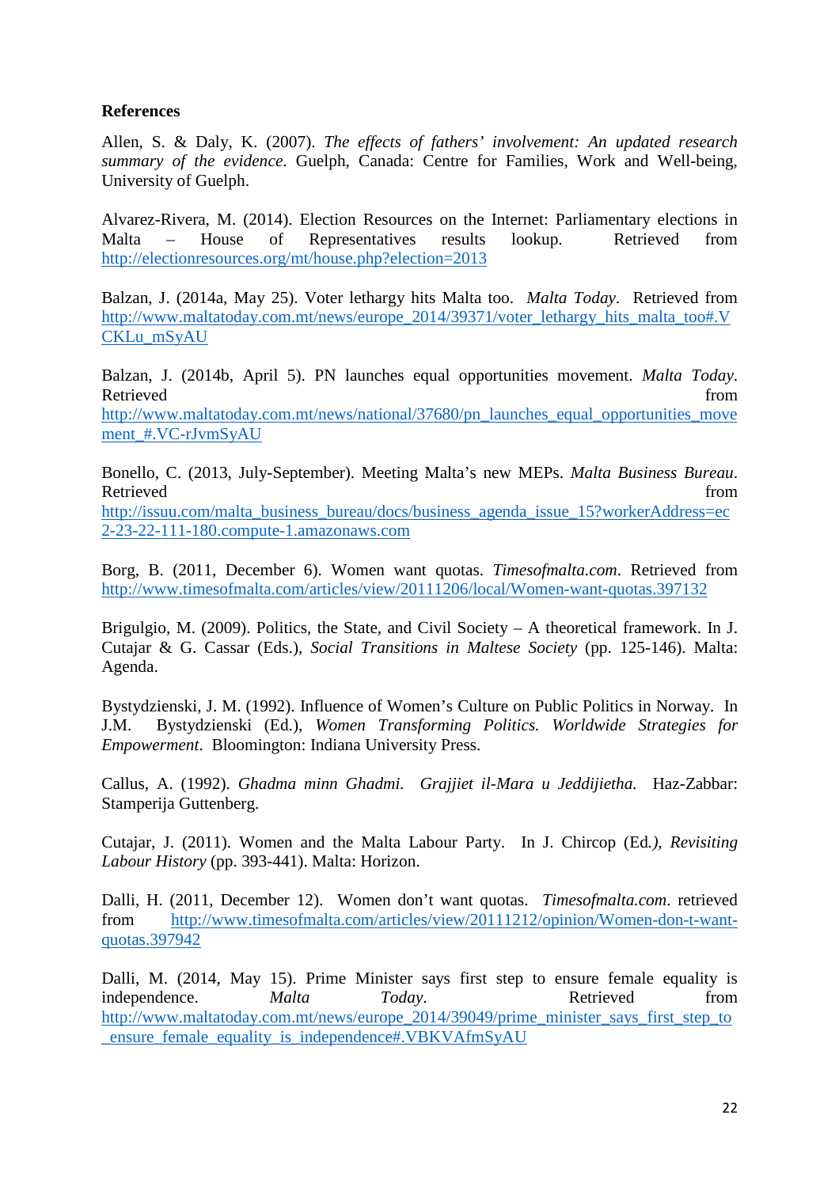**References**

Allen, S. & Daly, K. (2007). *The effects of fathers' involvement: An updated research summary of the evidence*. Guelph, Canada: Centre for Families, Work and Well-being, University of Guelph.

Alvarez-Rivera, M. (2014). Election Resources on the Internet: Parliamentary elections in Malta – House of Representatives results lookup. Retrieved from http://electionresources.org/mt/house.php?election=2013

Balzan, J. (2014a, May 25). Voter lethargy hits Malta too. *Malta Today*. Retrieved from http://www.maltatoday.com.mt/news/europe_2014/39371/voter_lethargy_hits_malta_too#.VCKLu_mSyAU

Balzan, J. (2014b, April 5). PN launches equal opportunities movement. *Malta Today*. Retrieved from http://www.maltatoday.com.mt/news/national/37680/pn_launches_equal_opportunities_movement_#.VC-rJvmSyAU

Bonello, C. (2013, July-September). Meeting Malta's new MEPs. *Malta Business Bureau*. Retrieved from http://issuu.com/malta_business_bureau/docs/business_agenda_issue_15?workerAddress=ec2-23-22-111-180.compute-1.amazonaws.com

Borg, B. (2011, December 6). Women want quotas. *Timesofmalta.com*. Retrieved from http://www.timesofmalta.com/articles/view/20111206/local/Women-want-quotas.397132

Brigulgio, M. (2009). Politics, the State, and Civil Society – A theoretical framework. In J. Cutajar & G. Cassar (Eds.), *Social Transitions in Maltese Society* (pp. 125-146). Malta: Agenda.

Bystydzienski, J. M. (1992). Influence of Women's Culture on Public Politics in Norway. In J.M. Bystydzienski (Ed.), *Women Transforming Politics. Worldwide Strategies for Empowerment*. Bloomington: Indiana University Press.

Callus, A. (1992). *Ghadma minn Ghadmi. Grajjiet il-Mara u Jeddijietha*. Haz-Zabbar: Stamperija Guttenberg.

Cutajar, J. (2011). Women and the Malta Labour Party. In J. Chircop (Ed.), *Revisiting Labour History* (pp. 393-441). Malta: Horizon.

Dalli, H. (2011, December 12). Women don't want quotas. *Timesofmalta.com*. retrieved from http://www.timesofmalta.com/articles/view/20111212/opinion/Women-don-t-want-quotas.397942

Dalli, M. (2014, May 15). Prime Minister says first step to ensure female equality is independence. *Malta Today*. Retrieved from http://www.maltatoday.com.mt/news/europe_2014/39049/prime_minister_says_first_step_to_ensure_female_equality_is_independence#.VBKVAfmSyAU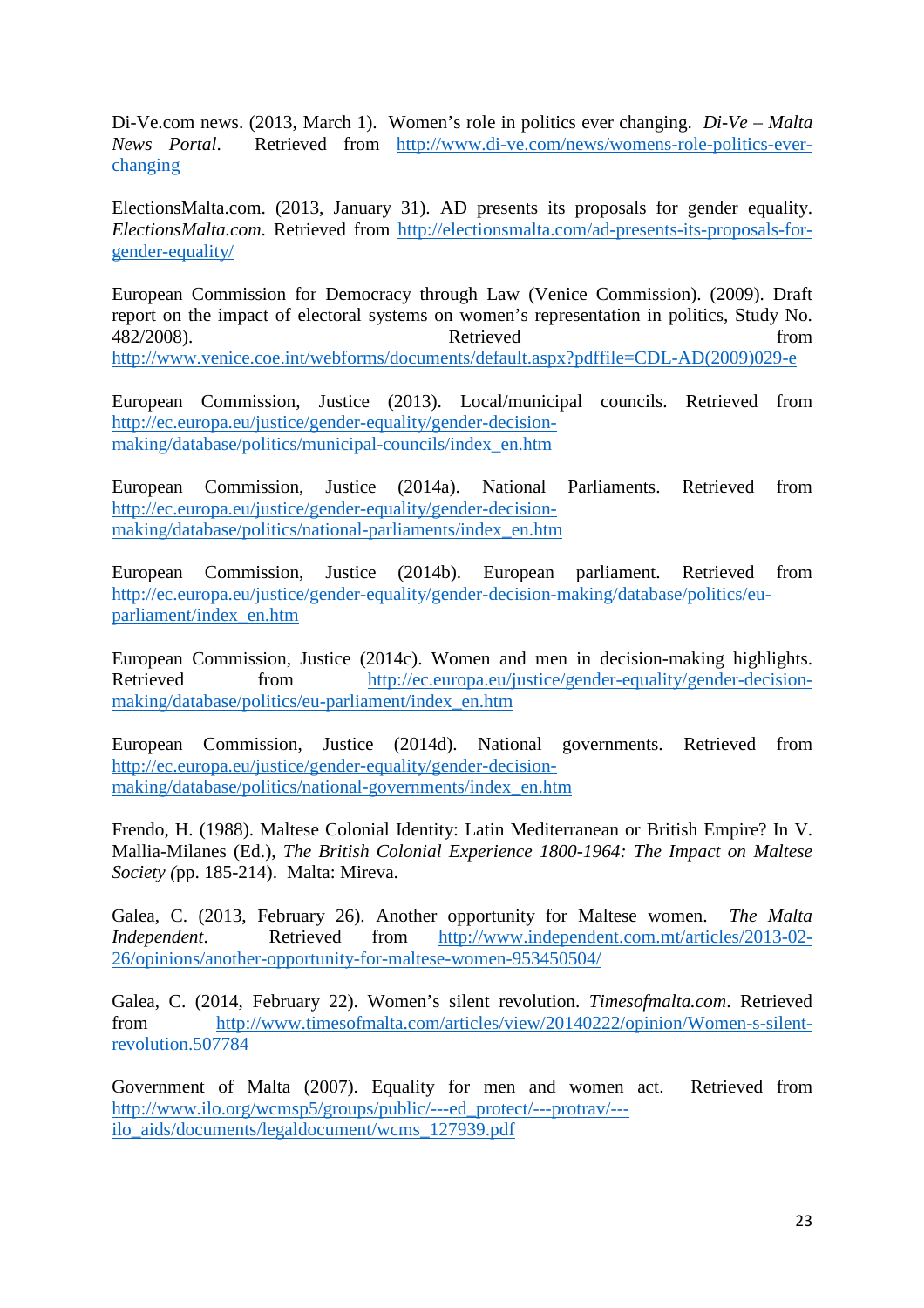Di-Ve.com news. (2013, March 1). Women's role in politics ever changing. *Di-Ve – Malta News Portal*. Retrieved from http://www.di-ve.com/news/womens-role-politics-ever-changing

ElectionsMalta.com. (2013, January 31). AD presents its proposals for gender equality. *ElectionsMalta.com*. Retrieved from http://electionsmalta.com/ad-presents-its-proposals-for-gender-equality/

European Commission for Democracy through Law (Venice Commission). (2009). Draft report on the impact of electoral systems on women's representation in politics, Study No. 482/2008). Retrieved from http://www.venice.coe.int/webforms/documents/default.aspx?pdffile=CDL-AD(2009)029-e

European Commission, Justice (2013). Local/municipal councils. Retrieved from http://ec.europa.eu/justice/gender-equality/gender-decision-making/database/politics/municipal-councils/index_en.htm

European Commission, Justice (2014a). National Parliaments. Retrieved from http://ec.europa.eu/justice/gender-equality/gender-decision-making/database/politics/national-parliaments/index_en.htm

European Commission, Justice (2014b). European parliament. Retrieved from http://ec.europa.eu/justice/gender-equality/gender-decision-making/database/politics/eu-parliament/index_en.htm

European Commission, Justice (2014c). Women and men in decision-making highlights. Retrieved from http://ec.europa.eu/justice/gender-equality/gender-decision-making/database/politics/eu-parliament/index_en.htm

European Commission, Justice (2014d). National governments. Retrieved from http://ec.europa.eu/justice/gender-equality/gender-decision-making/database/politics/national-governments/index_en.htm

Frendo, H. (1988). Maltese Colonial Identity: Latin Mediterranean or British Empire? In V. Mallia-Milanes (Ed.), *The British Colonial Experience 1800-1964: The Impact on Maltese Society (*pp. 185-214). Malta: Mireva.

Galea, C. (2013, February 26). Another opportunity for Maltese women. *The Malta Independent*. Retrieved from http://www.independent.com.mt/articles/2013-02-26/opinions/another-opportunity-for-maltese-women-953450504/

Galea, C. (2014, February 22). Women's silent revolution. *Timesofmalta.com*. Retrieved from http://www.timesofmalta.com/articles/view/20140222/opinion/Women-s-silent-revolution.507784

Government of Malta (2007). Equality for men and women act. Retrieved from http://www.ilo.org/wcmsp5/groups/public/---ed_protect/---protrav/---ilo_aids/documents/legaldocument/wcms_127939.pdf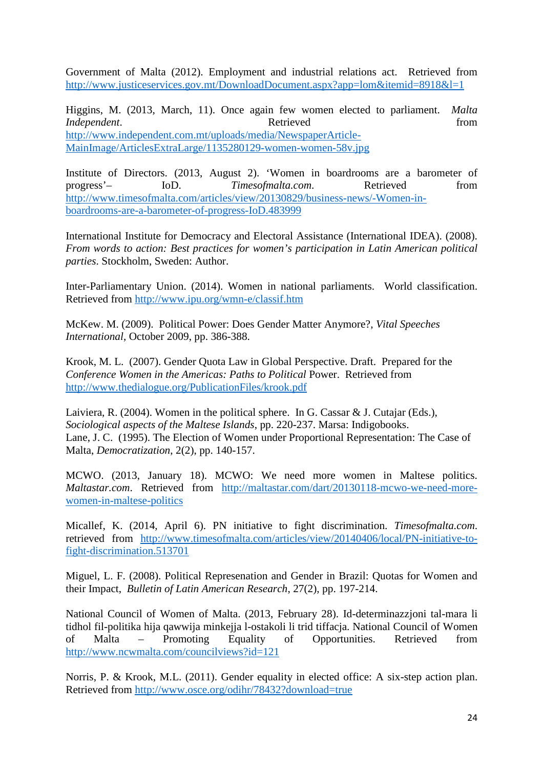Government of Malta (2012). Employment and industrial relations act. Retrieved from http://www.justiceservices.gov.mt/DownloadDocument.aspx?app=lom&itemid=8918&l=1

Higgins, M. (2013, March, 11). Once again few women elected to parliament. *Malta Independent*. Retrieved from http://www.independent.com.mt/uploads/media/NewspaperArticle-MainImage/ArticlesExtraLarge/1135280129-women-women-58v.jpg

Institute of Directors. (2013, August 2). 'Women in boardrooms are a barometer of progress'– IoD. *Timesofmalta.com*. Retrieved from http://www.timesofmalta.com/articles/view/20130829/business-news/-Women-in-boardrooms-are-a-barometer-of-progress-IoD.483999

International Institute for Democracy and Electoral Assistance (International IDEA). (2008). *From words to action: Best practices for women's participation in Latin American political parties*. Stockholm, Sweden: Author.

Inter-Parliamentary Union. (2014). Women in national parliaments. World classification. Retrieved from http://www.ipu.org/wmn-e/classif.htm

McKew. M. (2009). Political Power: Does Gender Matter Anymore?, *Vital Speeches International*, October 2009, pp. 386-388.

Krook, M. L. (2007). Gender Quota Law in Global Perspective. Draft. Prepared for the *Conference Women in the Americas: Paths to Political* Power. Retrieved from http://www.thedialogue.org/PublicationFiles/krook.pdf

Laiviera, R. (2004). Women in the political sphere. In G. Cassar & J. Cutajar (Eds.), *Sociological aspects of the Maltese Islands*, pp. 220-237. Marsa: Indigobooks.
Lane, J. C. (1995). The Election of Women under Proportional Representation: The Case of Malta, *Democratization*, 2(2), pp. 140-157.

MCWO. (2013, January 18). MCWO: We need more women in Maltese politics. *Maltastar.com*. Retrieved from http://maltastar.com/dart/20130118-mcwo-we-need-more-women-in-maltese-politics

Micallef, K. (2014, April 6). PN initiative to fight discrimination. *Timesofmalta.com*. retrieved from http://www.timesofmalta.com/articles/view/20140406/local/PN-initiative-to-fight-discrimination.513701

Miguel, L. F. (2008). Political Represenation and Gender in Brazil: Quotas for Women and their Impact, *Bulletin of Latin American Research*, 27(2), pp. 197-214.

National Council of Women of Malta. (2013, February 28). Id-determinazzjoni tal-mara li tidhol fil-politika hija qawwija minkejja l-ostakoli li trid tiffacja. National Council of Women of Malta – Promoting Equality of Opportunities. Retrieved from http://www.ncwmalta.com/councilviews?id=121

Norris, P. & Krook, M.L. (2011). Gender equality in elected office: A six-step action plan. Retrieved from http://www.osce.org/odihr/78432?download=true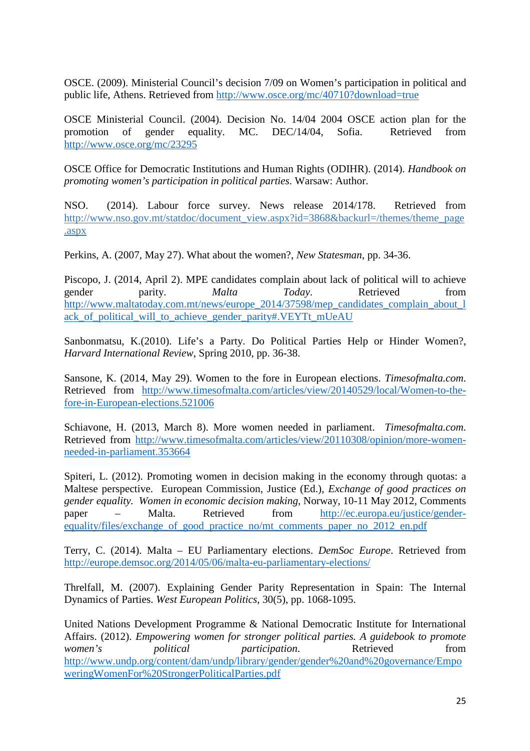OSCE. (2009). Ministerial Council's decision 7/09 on Women's participation in political and public life, Athens. Retrieved from http://www.osce.org/mc/40710?download=true

OSCE Ministerial Council. (2004). Decision No. 14/04 2004 OSCE action plan for the promotion of gender equality. MC. DEC/14/04, Sofia. Retrieved from http://www.osce.org/mc/23295

OSCE Office for Democratic Institutions and Human Rights (ODIHR). (2014). *Handbook on promoting women's participation in political parties*. Warsaw: Author.

NSO. (2014). Labour force survey. News release 2014/178. Retrieved from http://www.nso.gov.mt/statdoc/document_view.aspx?id=3868&backurl=/themes/theme_page.aspx

Perkins, A. (2007, May 27). What about the women?, *New Statesman*, pp. 34-36.

Piscopo, J. (2014, April 2). MPE candidates complain about lack of political will to achieve gender parity. *Malta Today*. Retrieved from http://www.maltatoday.com.mt/news/europe_2014/37598/mep_candidates_complain_about_lack_of_political_will_to_achieve_gender_parity#.VEYTt_mUeAU

Sanbonmatsu, K.(2010). Life's a Party. Do Political Parties Help or Hinder Women?, *Harvard International Review*, Spring 2010, pp. 36-38.

Sansone, K. (2014, May 29). Women to the fore in European elections. *Timesofmalta.com*. Retrieved from http://www.timesofmalta.com/articles/view/20140529/local/Women-to-the-fore-in-European-elections.521006

Schiavone, H. (2013, March 8). More women needed in parliament. *Timesofmalta.com*. Retrieved from http://www.timesofmalta.com/articles/view/20110308/opinion/more-women-needed-in-parliament.353664

Spiteri, L. (2012). Promoting women in decision making in the economy through quotas: a Maltese perspective. European Commission, Justice (Ed.), *Exchange of good practices on gender equality. Women in economic decision making*, Norway, 10-11 May 2012, Comments paper – Malta. Retrieved from http://ec.europa.eu/justice/gender-equality/files/exchange_of_good_practice_no/mt_comments_paper_no_2012_en.pdf

Terry, C. (2014). Malta – EU Parliamentary elections. *DemSoc Europe*. Retrieved from http://europe.demsoc.org/2014/05/06/malta-eu-parliamentary-elections/

Threlfall, M. (2007). Explaining Gender Parity Representation in Spain: The Internal Dynamics of Parties. *West European Politics*, 30(5), pp. 1068-1095.

United Nations Development Programme & National Democratic Institute for International Affairs. (2012). *Empowering women for stronger political parties. A guidebook to promote women's political participation*. Retrieved from http://www.undp.org/content/dam/undp/library/gender/gender%20and%20governance/EmpoweringWomenFor%20StrongerPoliticalParties.pdf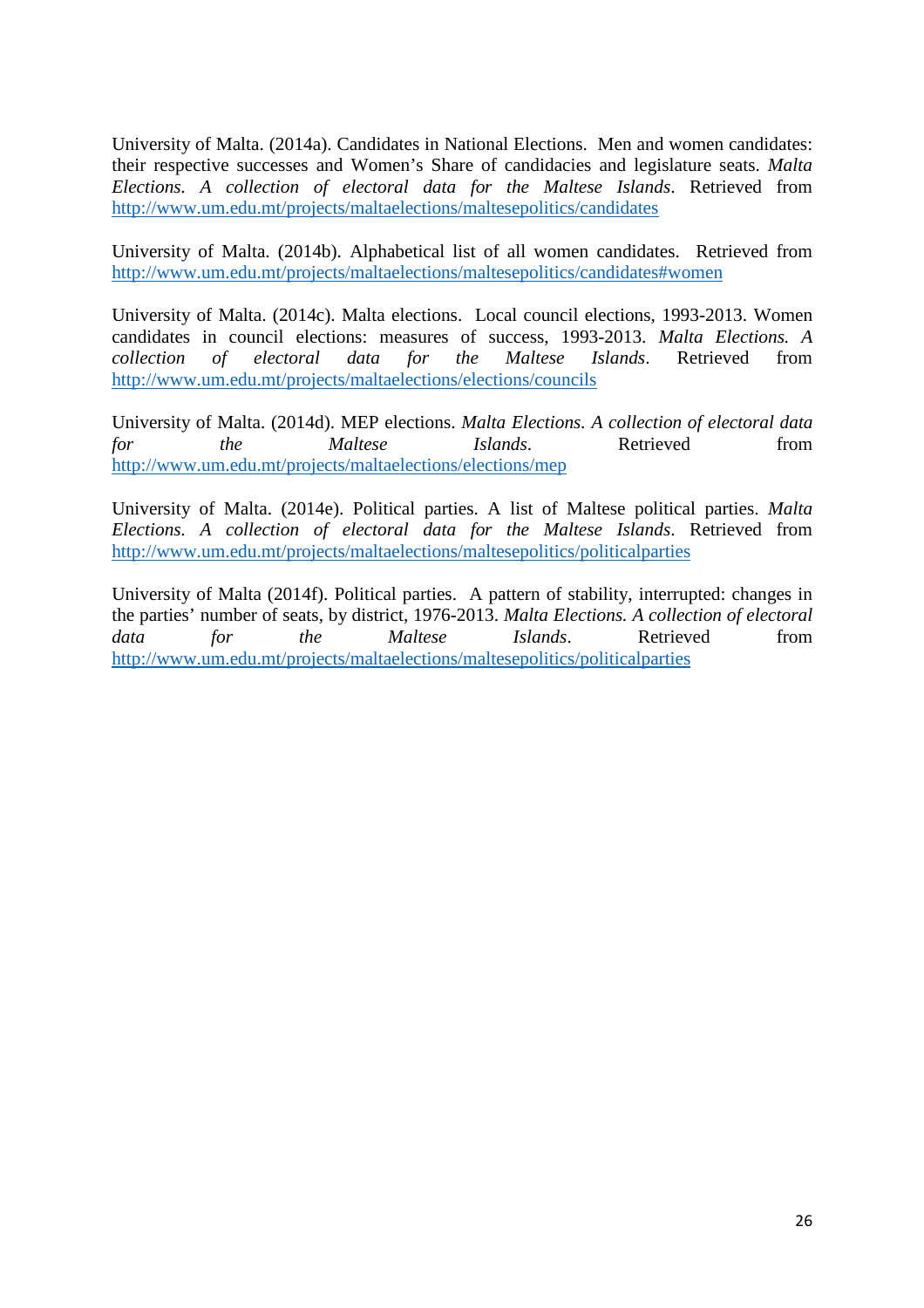University of Malta. (2014a). Candidates in National Elections. Men and women candidates: their respective successes and Women's Share of candidacies and legislature seats. *Malta Elections. A collection of electoral data for the Maltese Islands*. Retrieved from http://www.um.edu.mt/projects/maltaelections/maltesepolitics/candidates

University of Malta. (2014b). Alphabetical list of all women candidates. Retrieved from http://www.um.edu.mt/projects/maltaelections/maltesepolitics/candidates#women

University of Malta. (2014c). Malta elections. Local council elections, 1993-2013. Women candidates in council elections: measures of success, 1993-2013. *Malta Elections. A collection of electoral data for the Maltese Islands*. Retrieved from http://www.um.edu.mt/projects/maltaelections/elections/councils

University of Malta. (2014d). MEP elections. *Malta Elections. A collection of electoral data for the Maltese Islands*. Retrieved from http://www.um.edu.mt/projects/maltaelections/elections/mep

University of Malta. (2014e). Political parties. A list of Maltese political parties. *Malta Elections. A collection of electoral data for the Maltese Islands*. Retrieved from http://www.um.edu.mt/projects/maltaelections/maltesepolitics/politicalparties

University of Malta (2014f). Political parties. A pattern of stability, interrupted: changes in the parties' number of seats, by district, 1976-2013. *Malta Elections. A collection of electoral data for the Maltese Islands*. Retrieved from http://www.um.edu.mt/projects/maltaelections/maltesepolitics/politicalparties